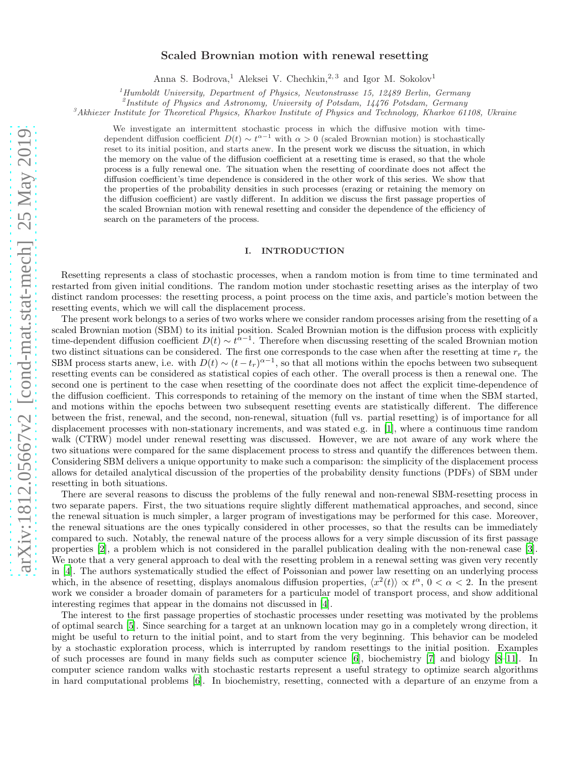# Scaled Brownian motion with renewal resetting

Anna S. Bodrova,[1] Aleksei V. Chechkin,[2,3] and Igor M. Sokolov[1]

[1]*Humboldt University, Department of Physics, Newtonstrasse 15, 12489 Berlin, Germany*
[2]*Institute of Physics and Astronomy, University of Potsdam, 14476 Potsdam, Germany*
[3]*Akhiezer Institute for Theoretical Physics, Kharkov Institute of Physics and Technology, Kharkov 61108, Ukraine*

We investigate an intermittent stochastic process in which the diffusive motion with time-dependent diffusion coefficient $D(t) \sim t^{\alpha-1}$ with $\alpha > 0$ (scaled Brownian motion) is stochastically reset to its initial position, and starts anew. In the present work we discuss the situation, in which the memory on the value of the diffusion coefficient at a resetting time is erased, so that the whole process is a fully renewal one. The situation when the resetting of coordinate does not affect the diffusion coefficient's time dependence is considered in the other work of this series. We show that the properties of the probability densities in such processes (erazing or retaining the memory on the diffusion coefficient) are vastly different. In addition we discuss the first passage properties of the scaled Brownian motion with renewal resetting and consider the dependence of the efficiency of search on the parameters of the process.

## I. INTRODUCTION

Resetting represents a class of stochastic processes, when a random motion is from time to time terminated and restarted from given initial conditions. The random motion under stochastic resetting arises as the interplay of two distinct random processes: the resetting process, a point process on the time axis, and particle's motion between the resetting events, which we will call the displacement process.

The present work belongs to a series of two works where we consider random processes arising from the resetting of a scaled Brownian motion (SBM) to its initial position. Scaled Brownian motion is the diffusion process with explicitly time-dependent diffusion coefficient $D(t) \sim t^{\alpha-1}$. Therefore when discussing resetting of the scaled Brownian motion two distinct situations can be considered. The first one corresponds to the case when after the resetting at time $r_r$ the SBM process starts anew, i.e. with $D(t) \sim (t - t_r)^{\alpha-1}$, so that all motions within the epochs between two subsequent resetting events can be considered as statistical copies of each other. The overall process is then a renewal one. The second one is pertinent to the case when resetting of the coordinate does not affect the explicit time-dependence of the diffusion coefficient. This corresponds to retaining of the memory on the instant of time when the SBM started, and motions within the epochs between two subsequent resetting events are statistically different. The difference between the frist, renewal, and the second, non-renewal, situation (full vs. partial resetting) is of importance for all displacement processes with non-stationary increments, and was stated e.g. in [1], where a continuous time random walk (CTRW) model under renewal resetting was discussed. However, we are not aware of any work where the two situations were compared for the same displacement process to stress and quantify the differences between them. Considering SBM delivers a unique opportunity to make such a comparison: the simplicity of the displacement process allows for detailed analytical discussion of the properties of the probability density functions (PDFs) of SBM under resetting in both situations.

There are several reasons to discuss the problems of the fully renewal and non-renewal SBM-resetting process in two separate papers. First, the two situations require slightly different mathematical approaches, and second, since the renewal situation is much simpler, a larger program of investigations may be performed for this case. Moreover, the renewal situations are the ones typically considered in other processes, so that the results can be immediately compared to such. Notably, the renewal nature of the process allows for a very simple discussion of its first passage properties [2], a problem which is not considered in the parallel publication dealing with the non-renewal case [3]. We note that a very general approach to deal with the resetting problem in a renewal setting was given very recently in [4]. The authors systematically studied the effect of Poissonian and power law resetting on an underlying process which, in the absence of resetting, displays anomalous diffusion properties, $\langle x^2(t)\rangle \propto t^\alpha$, $0 < \alpha < 2$. In the present work we consider a broader domain of parameters for a particular model of transport process, and show additional interesting regimes that appear in the domains not discussed in [4].

The interest to the first passage properties of stochastic processes under resetting was motivated by the problems of optimal search [5]. Since searching for a target at an unknown location may go in a completely wrong direction, it might be useful to return to the initial point, and to start from the very beginning. This behavior can be modeled by a stochastic exploration process, which is interrupted by random resettings to the initial position. Examples of such processes are found in many fields such as computer science [6], biochemistry [7] and biology [8–11]. In computer science random walks with stochastic restarts represent a useful strategy to optimize search algorithms in hard computational problems [6]. In biochemistry, resetting, connected with a departure of an enzyme from a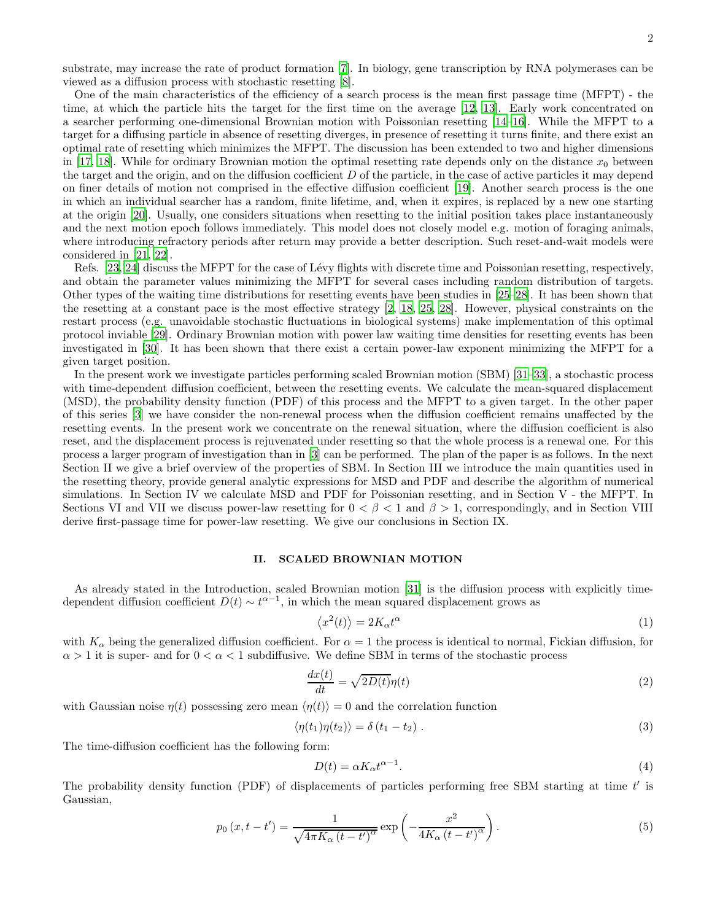substrate, may increase the rate of product formation [7]. In biology, gene transcription by RNA polymerases can be viewed as a diffusion process with stochastic resetting [8].

One of the main characteristics of the efficiency of a search process is the mean first passage time (MFPT) - the time, at which the particle hits the target for the first time on the average [12, 13]. Early work concentrated on a searcher performing one-dimensional Brownian motion with Poissonian resetting [14–16]. While the MFPT to a target for a diffusing particle in absence of resetting diverges, in presence of resetting it turns finite, and there exist an optimal rate of resetting which minimizes the MFPT. The discussion has been extended to two and higher dimensions in [17, 18]. While for ordinary Brownian motion the optimal resetting rate depends only on the distance $x_0$ between the target and the origin, and on the diffusion coefficient $D$ of the particle, in the case of active particles it may depend on finer details of motion not comprised in the effective diffusion coefficient [19]. Another search process is the one in which an individual searcher has a random, finite lifetime, and, when it expires, is replaced by a new one starting at the origin [20]. Usually, one considers situations when resetting to the initial position takes place instantaneously and the next motion epoch follows immediately. This model does not closely model e.g. motion of foraging animals, where introducing refractory periods after return may provide a better description. Such reset-and-wait models were considered in [21, 22].

Refs. [23, 24] discuss the MFPT for the case of Lévy flights with discrete time and Poissonian resetting, respectively, and obtain the parameter values minimizing the MFPT for several cases including random distribution of targets. Other types of the waiting time distributions for resetting events have been studies in [25–28]. It has been shown that the resetting at a constant pace is the most effective strategy [2, 18, 25, 28]. However, physical constraints on the restart process (e.g. unavoidable stochastic fluctuations in biological systems) make implementation of this optimal protocol inviable [29]. Ordinary Brownian motion with power law waiting time densities for resetting events has been investigated in [30]. It has been shown that there exist a certain power-law exponent minimizing the MFPT for a given target position.

In the present work we investigate particles performing scaled Brownian motion (SBM) [31–33], a stochastic process with time-dependent diffusion coefficient, between the resetting events. We calculate the mean-squared displacement (MSD), the probability density function (PDF) of this process and the MFPT to a given target. In the other paper of this series [3] we have consider the non-renewal process when the diffusion coefficient remains unaffected by the resetting events. In the present work we concentrate on the renewal situation, where the diffusion coefficient is also reset, and the displacement process is rejuvenated under resetting so that the whole process is a renewal one. For this process a larger program of investigation than in [3] can be performed. The plan of the paper is as follows. In the next Section II we give a brief overview of the properties of SBM. In Section III we introduce the main quantities used in the resetting theory, provide general analytic expressions for MSD and PDF and describe the algorithm of numerical simulations. In Section IV we calculate MSD and PDF for Poissonian resetting, and in Section V - the MFPT. In Sections VI and VII we discuss power-law resetting for $0 < \beta < 1$ and $\beta > 1$, correspondingly, and in Section VIII derive first-passage time for power-law resetting. We give our conclusions in Section IX.

## II. SCALED BROWNIAN MOTION

As already stated in the Introduction, scaled Brownian motion [31] is the diffusion process with explicitly time-dependent diffusion coefficient $D(t) \sim t^{\alpha-1}$, in which the mean squared displacement grows as

$$\left\langle x^2(t)\right\rangle = 2K_\alpha t^\alpha \tag{1}$$

with $K_\alpha$ being the generalized diffusion coefficient. For $\alpha = 1$ the process is identical to normal, Fickian diffusion, for $\alpha > 1$ it is super- and for $0 < \alpha < 1$ subdiffusive. We define SBM in terms of the stochastic process

$$\frac{dx(t)}{dt} = \sqrt{2D(t)}\eta(t) \tag{2}$$

with Gaussian noise $\eta(t)$ possessing zero mean $\langle \eta(t)\rangle = 0$ and the correlation function

$$\langle \eta(t_1)\eta(t_2)\rangle = \delta\left(t_1 - t_2\right). \tag{3}$$

The time-diffusion coefficient has the following form:

$$D(t) = \alpha K_\alpha t^{\alpha-1}. \tag{4}$$

The probability density function (PDF) of displacements of particles performing free SBM starting at time $t'$ is Gaussian,

$$p_0\left(x, t-t'\right) = \frac{1}{\sqrt{4\pi K_\alpha \left(t-t'\right)^\alpha}} \exp\left(-\frac{x^2}{4K_\alpha \left(t-t'\right)^\alpha}\right). \tag{5}$$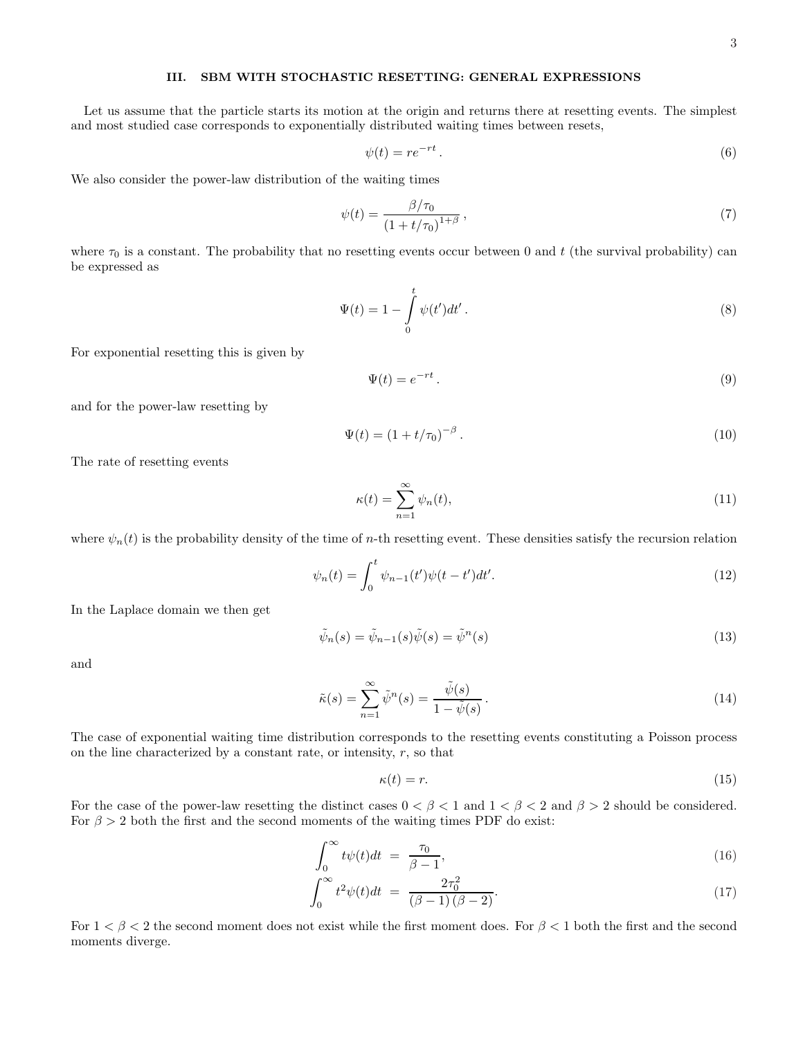## III. SBM WITH STOCHASTIC RESETTING: GENERAL EXPRESSIONS

Let us assume that the particle starts its motion at the origin and returns there at resetting events. The simplest and most studied case corresponds to exponentially distributed waiting times between resets,

$$\psi(t) = re^{-rt}\,. \tag{6}$$

We also consider the power-law distribution of the waiting times

$$\psi(t) = \frac{\beta/\tau_0}{(1+t/\tau_0)^{1+\beta}}\,, \tag{7}$$

where $\tau_0$ is a constant. The probability that no resetting events occur between 0 and $t$ (the survival probability) can be expressed as

$$\Psi(t) = 1 - \int_0^t \psi(t')dt'\,. \tag{8}$$

For exponential resetting this is given by

$$\Psi(t) = e^{-rt}\,. \tag{9}$$

and for the power-law resetting by

$$\Psi(t) = (1+t/\tau_0)^{-\beta}\,. \tag{10}$$

The rate of resetting events

$$\kappa(t) = \sum_{n=1}^{\infty} \psi_n(t), \tag{11}$$

where $\psi_n(t)$ is the probability density of the time of $n$-th resetting event. These densities satisfy the recursion relation

$$\psi_n(t) = \int_0^t \psi_{n-1}(t')\psi(t-t')dt'. \tag{12}$$

In the Laplace domain we then get

$$\tilde{\psi}_n(s) = \tilde{\psi}_{n-1}(s)\tilde{\psi}(s) = \tilde{\psi}^n(s) \tag{13}$$

and

$$\tilde{\kappa}(s) = \sum_{n=1}^{\infty} \tilde{\psi}^n(s) = \frac{\tilde{\psi}(s)}{1-\tilde{\psi}(s)}\,. \tag{14}$$

The case of exponential waiting time distribution corresponds to the resetting events constituting a Poisson process on the line characterized by a constant rate, or intensity, $r$, so that

$$\kappa(t) = r. \tag{15}$$

For the case of the power-law resetting the distinct cases $0 < \beta < 1$ and $1 < \beta < 2$ and $\beta > 2$ should be considered. For $\beta > 2$ both the first and the second moments of the waiting times PDF do exist:

$$\int_0^{\infty} t\psi(t)dt \;=\; \frac{\tau_0}{\beta - 1}, \tag{16}$$

$$\int_0^{\infty} t^2\psi(t)dt \;=\; \frac{2\tau_0^2}{(\beta-1)(\beta-2)}. \tag{17}$$

For $1 < \beta < 2$ the second moment does not exist while the first moment does. For $\beta < 1$ both the first and the second moments diverge.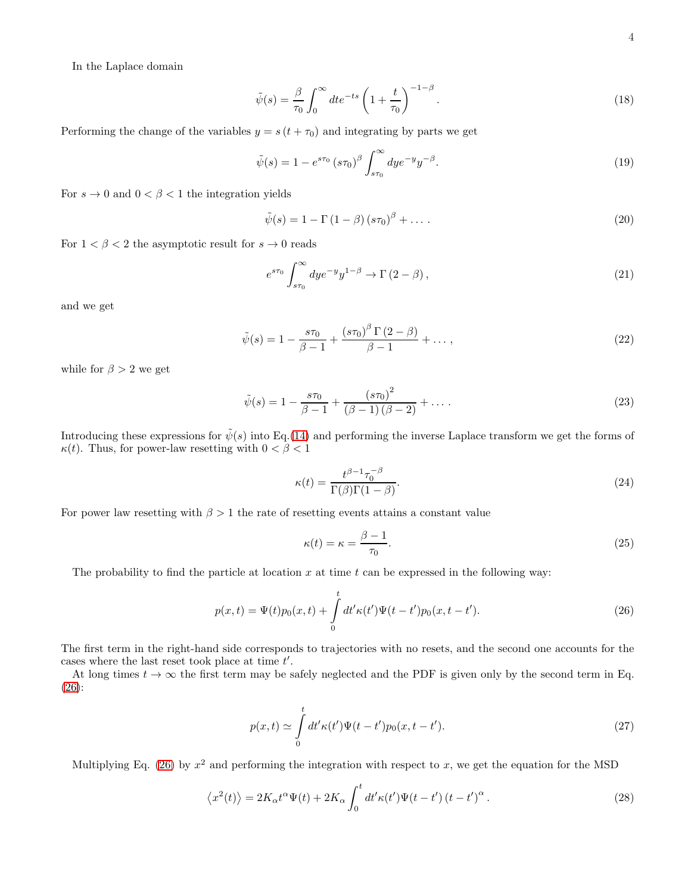In the Laplace domain

$$\tilde{\psi}(s) = \frac{\beta}{\tau_0} \int_0^\infty dt e^{-ts} \left(1 + \frac{t}{\tau_0}\right)^{-1-\beta}. \tag{18}$$

Performing the change of the variables $y = s(t + \tau_0)$ and integrating by parts we get

$$\tilde{\psi}(s) = 1 - e^{s\tau_0} (s\tau_0)^\beta \int_{s\tau_0}^\infty dy e^{-y} y^{-\beta}. \tag{19}$$

For $s \to 0$ and $0 < \beta < 1$ the integration yields

$$\tilde{\psi}(s) = 1 - \Gamma(1-\beta) (s\tau_0)^\beta + \dots. \tag{20}$$

For $1 < \beta < 2$ the asymptotic result for $s \to 0$ reads

$$e^{s\tau_0} \int_{s\tau_0}^\infty dy e^{-y} y^{1-\beta} \to \Gamma(2-\beta), \tag{21}$$

and we get

$$\tilde{\psi}(s) = 1 - \frac{s\tau_0}{\beta - 1} + \frac{(s\tau_0)^\beta \Gamma(2-\beta)}{\beta - 1} + \dots, \tag{22}$$

while for $\beta > 2$ we get

$$\tilde{\psi}(s) = 1 - \frac{s\tau_0}{\beta - 1} + \frac{(s\tau_0)^2}{(\beta - 1)(\beta - 2)} + \dots. \tag{23}$$

Introducing these expressions for $\tilde{\psi}(s)$ into Eq.(14) and performing the inverse Laplace transform we get the forms of $\kappa(t)$. Thus, for power-law resetting with $0 < \beta < 1$

$$\kappa(t) = \frac{t^{\beta-1} \tau_0^{-\beta}}{\Gamma(\beta)\Gamma(1-\beta)}. \tag{24}$$

For power law resetting with $\beta > 1$ the rate of resetting events attains a constant value

$$\kappa(t) = \kappa = \frac{\beta - 1}{\tau_0}. \tag{25}$$

The probability to find the particle at location $x$ at time $t$ can be expressed in the following way:

$$p(x,t) = \Psi(t) p_0(x,t) + \int_0^t dt' \kappa(t') \Psi(t-t') p_0(x, t-t'). \tag{26}$$

The first term in the right-hand side corresponds to trajectories with no resets, and the second one accounts for the cases where the last reset took place at time $t'$.

At long times $t \to \infty$ the first term may be safely neglected and the PDF is given only by the second term in Eq. (26):

$$p(x,t) \simeq \int_0^t dt' \kappa(t') \Psi(t-t') p_0(x, t-t'). \tag{27}$$

Multiplying Eq. (26) by $x^2$ and performing the integration with respect to $x$, we get the equation for the MSD

$$\left\langle x^2(t) \right\rangle = 2K_\alpha t^\alpha \Psi(t) + 2K_\alpha \int_0^t dt' \kappa(t') \Psi(t-t') (t-t')^\alpha. \tag{28}$$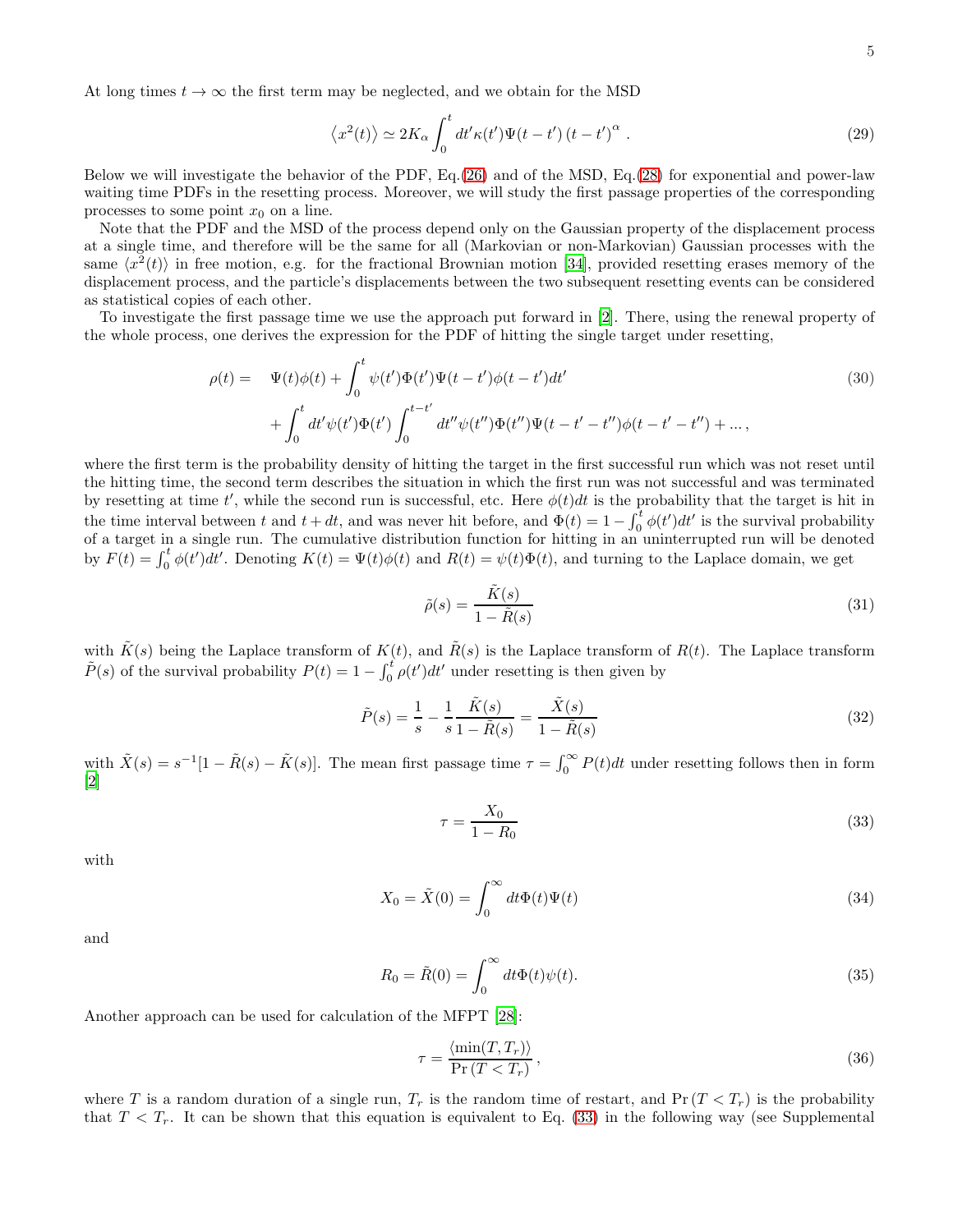At long times $t \to \infty$ the first term may be neglected, and we obtain for the MSD

$$\left\langle x^2(t)\right\rangle \simeq 2K_\alpha \int_0^t dt' \kappa(t')\Psi(t-t')\left(t-t'\right)^\alpha . \tag{29}$$

Below we will investigate the behavior of the PDF, Eq.(26) and of the MSD, Eq.(28) for exponential and power-law waiting time PDFs in the resetting process. Moreover, we will study the first passage properties of the corresponding processes to some point $x_0$ on a line.

Note that the PDF and the MSD of the process depend only on the Gaussian property of the displacement process at a single time, and therefore will be the same for all (Markovian or non-Markovian) Gaussian processes with the same $\langle x^2(t)\rangle$ in free motion, e.g. for the fractional Brownian motion [34], provided resetting erases memory of the displacement process, and the particle's displacements between the two subsequent resetting events can be considered as statistical copies of each other.

To investigate the first passage time we use the approach put forward in [2]. There, using the renewal property of the whole process, one derives the expression for the PDF of hitting the single target under resetting,

$$\begin{aligned}\rho(t) = \quad & \Psi(t)\phi(t) + \int_0^t \psi(t')\Phi(t')\Psi(t-t')\phi(t-t')dt' \\ & + \int_0^t dt' \psi(t')\Phi(t') \int_0^{t-t'} dt'' \psi(t'')\Phi(t'')\Psi(t-t'-t'')\phi(t-t'-t'') + ... ,\end{aligned} \tag{30}$$

where the first term is the probability density of hitting the target in the first successful run which was not reset until the hitting time, the second term describes the situation in which the first run was not successful and was terminated by resetting at time $t'$, while the second run is successful, etc. Here $\phi(t)dt$ is the probability that the target is hit in the time interval between $t$ and $t+dt$, and was never hit before, and $\Phi(t) = 1 - \int_0^t \phi(t')dt'$ is the survival probability of a target in a single run. The cumulative distribution function for hitting in an uninterrupted run will be denoted by $F(t) = \int_0^t \phi(t')dt'$. Denoting $K(t) = \Psi(t)\phi(t)$ and $R(t) = \psi(t)\Phi(t)$, and turning to the Laplace domain, we get

$$\tilde{\rho}(s) = \frac{\tilde{K}(s)}{1-\tilde{R}(s)} \tag{31}$$

with $\tilde{K}(s)$ being the Laplace transform of $K(t)$, and $\tilde{R}(s)$ is the Laplace transform of $R(t)$. The Laplace transform $\tilde{P}(s)$ of the survival probability $P(t) = 1 - \int_0^t \rho(t')dt'$ under resetting is then given by

$$\tilde{P}(s) = \frac{1}{s} - \frac{1}{s}\frac{\tilde{K}(s)}{1-\tilde{R}(s)} = \frac{\tilde{X}(s)}{1-\tilde{R}(s)} \tag{32}$$

with $\tilde{X}(s) = s^{-1}[1-\tilde{R}(s)-\tilde{K}(s)]$. The mean first passage time $\tau = \int_0^\infty P(t)dt$ under resetting follows then in form [2]

$$\tau = \frac{X_0}{1-R_0} \tag{33}$$

with

$$X_0 = \tilde{X}(0) = \int_0^\infty dt \Phi(t)\Psi(t) \tag{34}$$

and

$$R_0 = \tilde{R}(0) = \int_0^\infty dt \Phi(t)\psi(t). \tag{35}$$

Another approach can be used for calculation of the MFPT [28]:

$$\tau = \frac{\langle \min(T, T_r)\rangle}{\Pr\left(T < T_r\right)}, \tag{36}$$

where $T$ is a random duration of a single run, $T_r$ is the random time of restart, and $\Pr\left(T < T_r\right)$ is the probability that $T < T_r$. It can be shown that this equation is equivalent to Eq. (33) in the following way (see Supplemental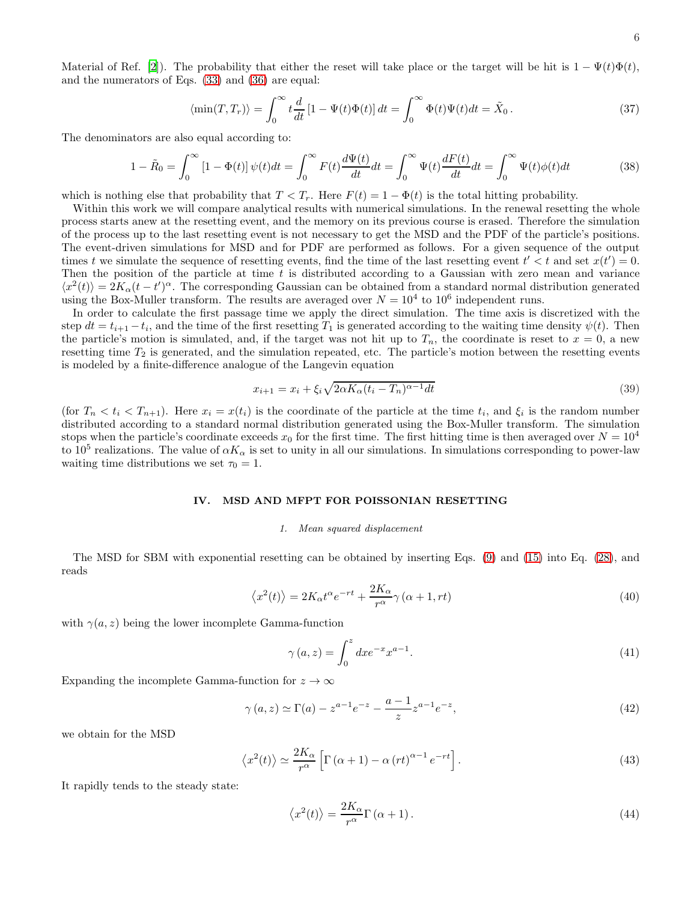Material of Ref. [2]). The probability that either the reset will take place or the target will be hit is $1 - \Psi(t)\Phi(t)$, and the numerators of Eqs. (33) and (36) are equal:

$$\langle \min(T, T_r) \rangle = \int_0^\infty t \frac{d}{dt} \left[1 - \Psi(t)\Phi(t)\right] dt = \int_0^\infty \Phi(t)\Psi(t) dt = \tilde{X}_0 \,. \tag{37}$$

The denominators are also equal according to:

$$1 - \tilde{R}_0 = \int_0^\infty \left[1 - \Phi(t)\right] \psi(t) dt = \int_0^\infty F(t) \frac{d\Psi(t)}{dt} dt = \int_0^\infty \Psi(t) \frac{dF(t)}{dt} dt = \int_0^\infty \Psi(t)\phi(t) dt \tag{38}$$

which is nothing else that probability that $T < T_r$. Here $F(t) = 1 - \Phi(t)$ is the total hitting probability.

Within this work we will compare analytical results with numerical simulations. In the renewal resetting the whole process starts anew at the resetting event, and the memory on its previous course is erased. Therefore the simulation of the process up to the last resetting event is not necessary to get the MSD and the PDF of the particle's positions. The event-driven simulations for MSD and for PDF are performed as follows. For a given sequence of the output times $t$ we simulate the sequence of resetting events, find the time of the last resetting event $t' < t$ and set $x(t') = 0$. Then the position of the particle at time $t$ is distributed according to a Gaussian with zero mean and variance $\langle x^2(t) \rangle = 2K_\alpha (t - t')^\alpha$. The corresponding Gaussian can be obtained from a standard normal distribution generated using the Box-Muller transform. The results are averaged over $N = 10^4$ to $10^6$ independent runs.

In order to calculate the first passage time we apply the direct simulation. The time axis is discretized with the step $dt = t_{i+1} - t_i$, and the time of the first resetting $T_1$ is generated according to the waiting time density $\psi(t)$. Then the particle's motion is simulated, and, if the target was not hit up to $T_n$, the coordinate is reset to $x = 0$, a new resetting time $T_2$ is generated, and the simulation repeated, etc. The particle's motion between the resetting events is modeled by a finite-difference analogue of the Langevin equation

$$x_{i+1} = x_i + \xi_i \sqrt{2\alpha K_\alpha (t_i - T_n)^{\alpha - 1} dt} \tag{39}$$

(for $T_n < t_i < T_{n+1}$). Here $x_i = x(t_i)$ is the coordinate of the particle at the time $t_i$, and $\xi_i$ is the random number distributed according to a standard normal distribution generated using the Box-Muller transform. The simulation stops when the particle's coordinate exceeds $x_0$ for the first time. The first hitting time is then averaged over $N = 10^4$ to $10^5$ realizations. The value of $\alpha K_\alpha$ is set to unity in all our simulations. In simulations corresponding to power-law waiting time distributions we set $\tau_0 = 1$.

## IV. MSD AND MFPT FOR POISSONIAN RESETTING

### 1. Mean squared displacement

The MSD for SBM with exponential resetting can be obtained by inserting Eqs. (9) and (15) into Eq. (28), and reads

$$\left\langle x^2(t) \right\rangle = 2K_\alpha t^\alpha e^{-rt} + \frac{2K_\alpha}{r^\alpha} \gamma\left(\alpha + 1, rt\right) \tag{40}$$

with $\gamma(a, z)$ being the lower incomplete Gamma-function

$$\gamma\left(a, z\right) = \int_0^z dx e^{-x} x^{a-1}. \tag{41}$$

Expanding the incomplete Gamma-function for $z \to \infty$

$$\gamma\left(a, z\right) \simeq \Gamma(a) - z^{a-1} e^{-z} - \frac{a-1}{z} z^{a-1} e^{-z}, \tag{42}$$

we obtain for the MSD

$$\left\langle x^2(t) \right\rangle \simeq \frac{2K_\alpha}{r^\alpha} \left[\Gamma\left(\alpha + 1\right) - \alpha \left(rt\right)^{\alpha - 1} e^{-rt}\right]. \tag{43}$$

It rapidly tends to the steady state:

$$\left\langle x^2(t) \right\rangle = \frac{2K_\alpha}{r^\alpha} \Gamma\left(\alpha + 1\right). \tag{44}$$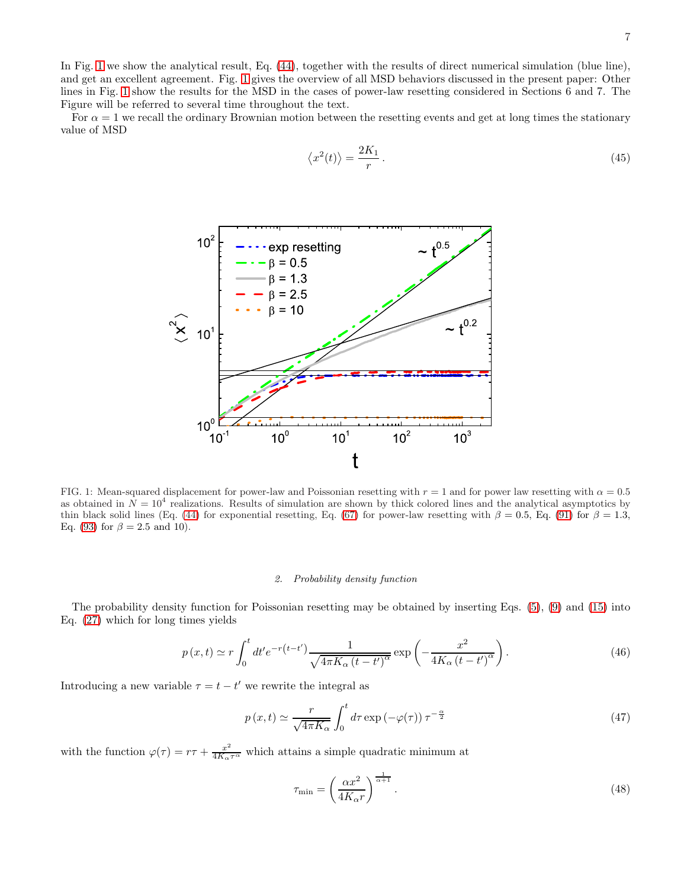In Fig. 1 we show the analytical result, Eq. (44), together with the results of direct numerical simulation (blue line), and get an excellent agreement. Fig. 1 gives the overview of all MSD behaviors discussed in the present paper: Other lines in Fig. 1 show the results for the MSD in the cases of power-law resetting considered in Sections 6 and 7. The Figure will be referred to several time throughout the text.

For $\alpha = 1$ we recall the ordinary Brownian motion between the resetting events and get at long times the stationary value of MSD

$$\left\langle x^2(t) \right\rangle = \frac{2K_1}{r} \,. \tag{45}$$

FIG. 1: Mean-squared displacement for power-law and Poissonian resetting with $r = 1$ and for power law resetting with $\alpha = 0.5$ as obtained in $N = 10^4$ realizations. Results of simulation are shown by thick colored lines and the analytical asymptotics by thin black solid lines (Eq. (44) for exponential resetting, Eq. (67) for power-law resetting with $\beta = 0.5$, Eq. (91) for $\beta = 1.3$, Eq. (93) for $\beta = 2.5$ and 10).

### *2. Probability density function*

The probability density function for Poissonian resetting may be obtained by inserting Eqs. (5), (9) and (15) into Eq. (27) which for long times yields

$$p\left(x,t\right) \simeq r \int_0^t dt' e^{-r\left(t-t'\right)} \frac{1}{\sqrt{4\pi K_\alpha \left(t-t'\right)^\alpha}} \exp\left(-\frac{x^2}{4K_\alpha \left(t-t'\right)^\alpha}\right). \tag{46}$$

Introducing a new variable $\tau = t - t'$ we rewrite the integral as

$$p\left(x,t\right) \simeq \frac{r}{\sqrt{4\pi K_\alpha}} \int_0^t d\tau \exp\left(-\varphi(\tau)\right) \tau^{-\frac{\alpha}{2}} \tag{47}$$

with the function $\varphi(\tau) = r\tau + \frac{x^2}{4K_\alpha \tau^\alpha}$ which attains a simple quadratic minimum at

$$\tau_{\min} = \left(\frac{\alpha x^2}{4K_\alpha r}\right)^{\frac{1}{\alpha+1}}. \tag{48}$$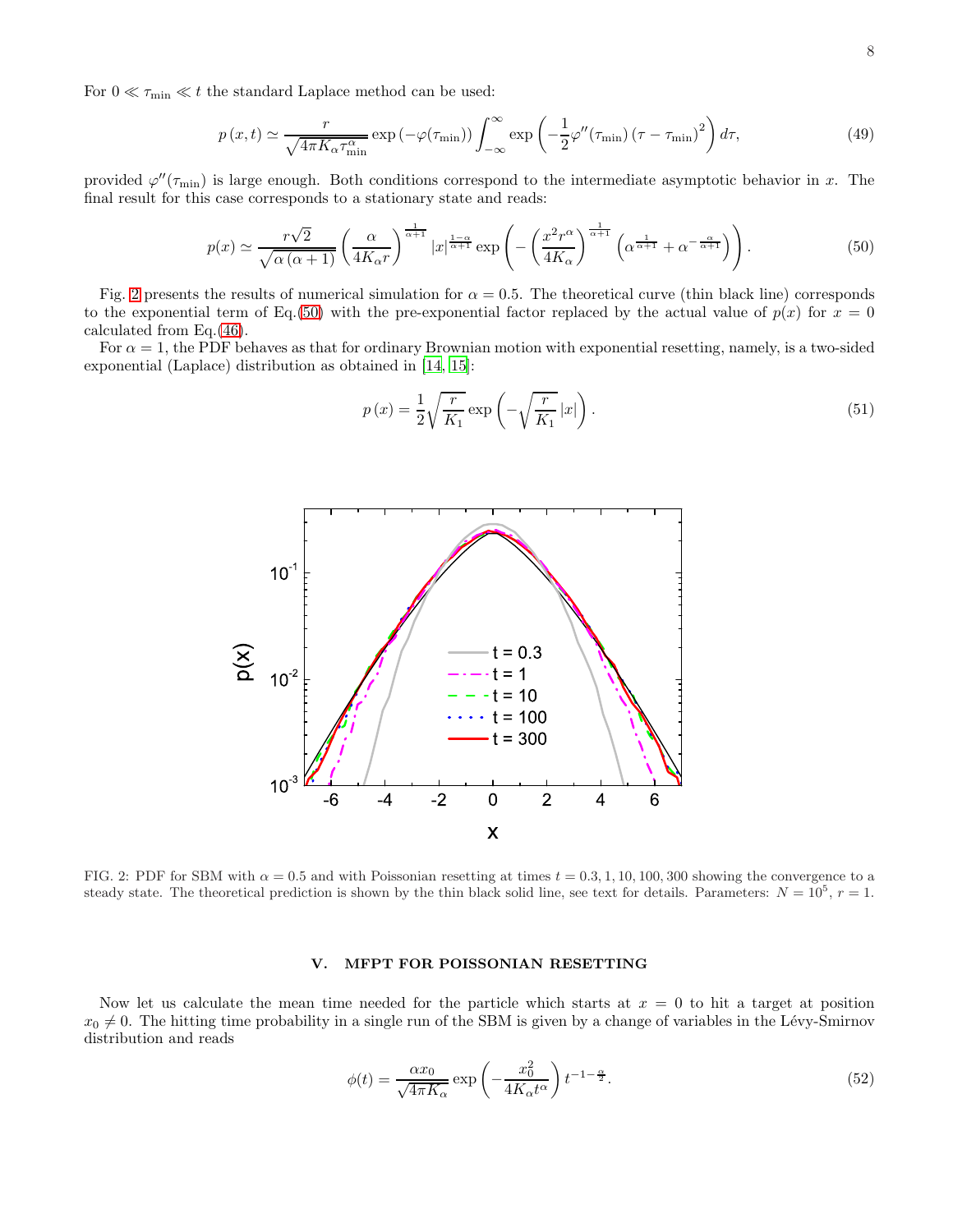For $0 \ll \tau_{\min} \ll t$ the standard Laplace method can be used:

$$p(x,t) \simeq \frac{r}{\sqrt{4\pi K_\alpha \tau_{\min}^{\alpha}}} \exp\left(-\varphi(\tau_{\min})\right) \int_{-\infty}^{\infty} \exp\left(-\frac{1}{2}\varphi''(\tau_{\min})\left(\tau - \tau_{\min}\right)^2\right) d\tau, \tag{49}$$

provided $\varphi''(\tau_{\min})$ is large enough. Both conditions correspond to the intermediate asymptotic behavior in $x$. The final result for this case corresponds to a stationary state and reads:

$$p(x) \simeq \frac{r\sqrt{2}}{\sqrt{\alpha(\alpha+1)}} \left(\frac{\alpha}{4K_\alpha r}\right)^{\frac{1}{\alpha+1}} |x|^{\frac{1-\alpha}{\alpha+1}} \exp\left(-\left(\frac{x^2 r^\alpha}{4K_\alpha}\right)^{\frac{1}{\alpha+1}} \left(\alpha^{\frac{1}{\alpha+1}} + \alpha^{-\frac{\alpha}{\alpha+1}}\right)\right). \tag{50}$$

Fig. 2 presents the results of numerical simulation for $\alpha = 0.5$. The theoretical curve (thin black line) corresponds to the exponential term of Eq.(50) with the pre-exponential factor replaced by the actual value of $p(x)$ for $x = 0$ calculated from Eq.(46).

For $\alpha = 1$, the PDF behaves as that for ordinary Brownian motion with exponential resetting, namely, is a two-sided exponential (Laplace) distribution as obtained in [14, 15]:

$$p(x) = \frac{1}{2}\sqrt{\frac{r}{K_1}} \exp\left(-\sqrt{\frac{r}{K_1}}|x|\right). \tag{51}$$

FIG. 2: PDF for SBM with $\alpha = 0.5$ and with Poissonian resetting at times $t = 0.3, 1, 10, 100, 300$ showing the convergence to a steady state. The theoretical prediction is shown by the thin black solid line, see text for details. Parameters: $N = 10^5$, $r = 1$.

## V. MFPT FOR POISSONIAN RESETTING

Now let us calculate the mean time needed for the particle which starts at $x = 0$ to hit a target at position $x_0 \neq 0$. The hitting time probability in a single run of the SBM is given by a change of variables in the Lévy-Smirnov distribution and reads

$$\phi(t) = \frac{\alpha x_0}{\sqrt{4\pi K_\alpha}} \exp\left(-\frac{x_0^2}{4K_\alpha t^\alpha}\right) t^{-1-\frac{\alpha}{2}}. \tag{52}$$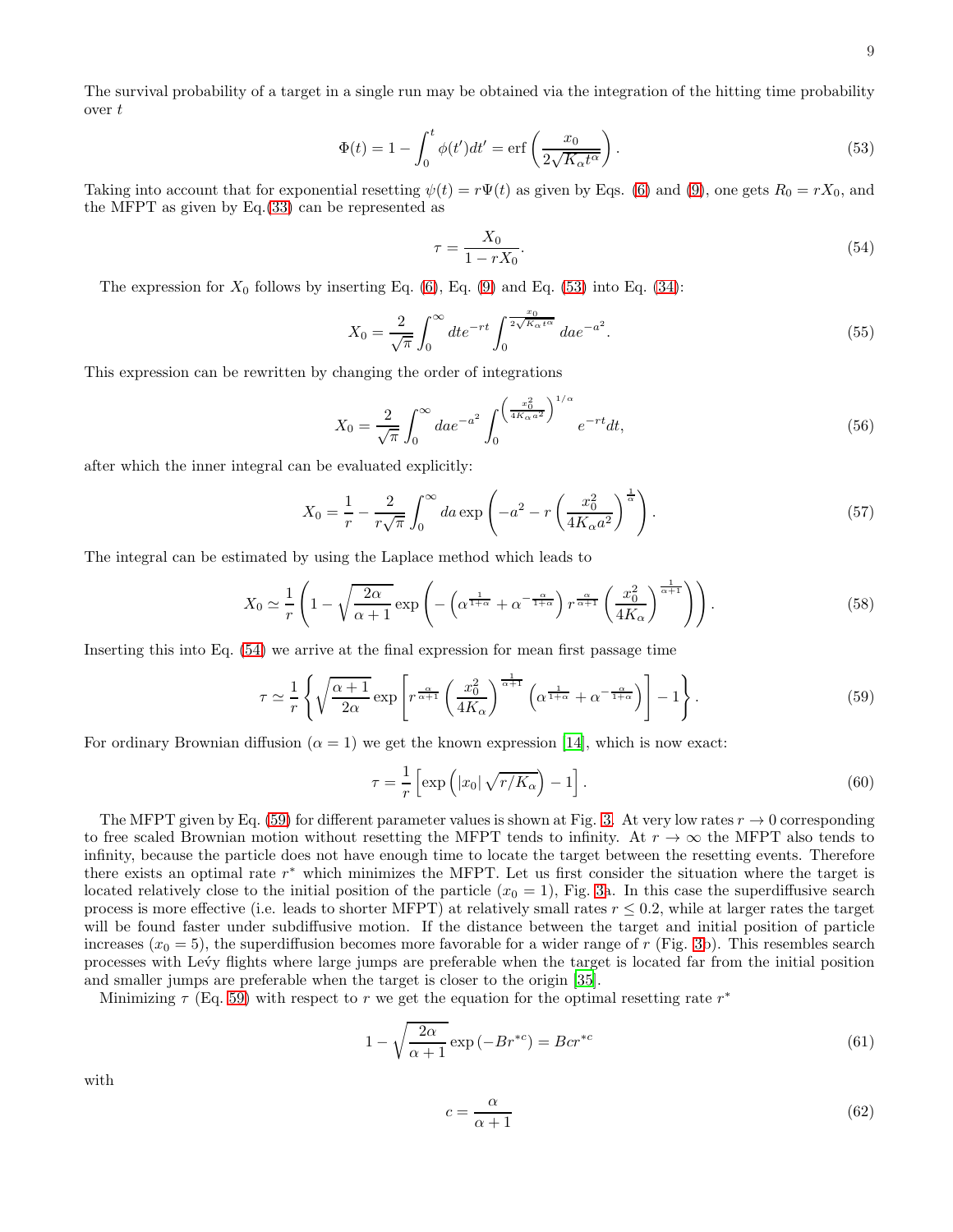The survival probability of a target in a single run may be obtained via the integration of the hitting time probability over $t$

$$\Phi(t) = 1 - \int_0^t \phi(t')dt' = \operatorname{erf}\left(\frac{x_0}{2\sqrt{K_\alpha t^\alpha}}\right). \tag{53}$$

Taking into account that for exponential resetting $\psi(t) = r\Psi(t)$ as given by Eqs. (6) and (9), one gets $R_0 = rX_0$, and the MFPT as given by Eq.(33) can be represented as

$$\tau = \frac{X_0}{1 - rX_0}. \tag{54}$$

The expression for $X_0$ follows by inserting Eq. (6), Eq. (9) and Eq. (53) into Eq. (34):

$$X_0 = \frac{2}{\sqrt{\pi}} \int_0^\infty dt e^{-rt} \int_0^{\frac{x_0}{2\sqrt{K_\alpha t^\alpha}}} da e^{-a^2}. \tag{55}$$

This expression can be rewritten by changing the order of integrations

$$X_0 = \frac{2}{\sqrt{\pi}} \int_0^\infty da e^{-a^2} \int_0^{\left(\frac{x_0^2}{4K_\alpha a^2}\right)^{1/\alpha}} e^{-rt} dt, \tag{56}$$

after which the inner integral can be evaluated explicitly:

$$X_0 = \frac{1}{r} - \frac{2}{r\sqrt{\pi}} \int_0^\infty da \exp\left(-a^2 - r\left(\frac{x_0^2}{4K_\alpha a^2}\right)^{\frac{1}{\alpha}}\right). \tag{57}$$

The integral can be estimated by using the Laplace method which leads to

$$X_0 \simeq \frac{1}{r}\left(1 - \sqrt{\frac{2\alpha}{\alpha+1}} \exp\left(-\left(\alpha^{\frac{1}{1+\alpha}} + \alpha^{-\frac{\alpha}{1+\alpha}}\right) r^{\frac{\alpha}{\alpha+1}} \left(\frac{x_0^2}{4K_\alpha}\right)^{\frac{1}{\alpha+1}}\right)\right). \tag{58}$$

Inserting this into Eq. (54) we arrive at the final expression for mean first passage time

$$\tau \simeq \frac{1}{r}\left\{\sqrt{\frac{\alpha+1}{2\alpha}} \exp\left[r^{\frac{\alpha}{\alpha+1}} \left(\frac{x_0^2}{4K_\alpha}\right)^{\frac{1}{\alpha+1}} \left(\alpha^{\frac{1}{1+\alpha}} + \alpha^{-\frac{\alpha}{1+\alpha}}\right)\right] - 1\right\}. \tag{59}$$

For ordinary Brownian diffusion ($\alpha = 1$) we get the known expression [14], which is now exact:

$$\tau = \frac{1}{r}\left[\exp\left(|x_0|\sqrt{r/K_\alpha}\right) - 1\right]. \tag{60}$$

The MFPT given by Eq. (59) for different parameter values is shown at Fig. 3. At very low rates $r \to 0$ corresponding to free scaled Brownian motion without resetting the MFPT tends to infinity. At $r \to \infty$ the MFPT also tends to infinity, because the particle does not have enough time to locate the target between the resetting events. Therefore there exists an optimal rate $r^*$ which minimizes the MFPT. Let us first consider the situation where the target is located relatively close to the initial position of the particle ($x_0 = 1$), Fig. 3a. In this case the superdiffusive search process is more effective (i.e. leads to shorter MFPT) at relatively small rates $r \leq 0.2$, while at larger rates the target will be found faster under subdiffusive motion. If the distance between the target and initial position of particle increases ($x_0 = 5$), the superdiffusion becomes more favorable for a wider range of $r$ (Fig. 3b). This resembles search processes with Levý flights where large jumps are preferable when the target is located far from the initial position and smaller jumps are preferable when the target is closer to the origin [35].

Minimizing $\tau$ (Eq. 59) with respect to $r$ we get the equation for the optimal resetting rate $r^*$

$$1 - \sqrt{\frac{2\alpha}{\alpha+1}} \exp\left(-Br^{*c}\right) = Bcr^{*c} \tag{61}$$

with

$$c = \frac{\alpha}{\alpha+1} \tag{62}$$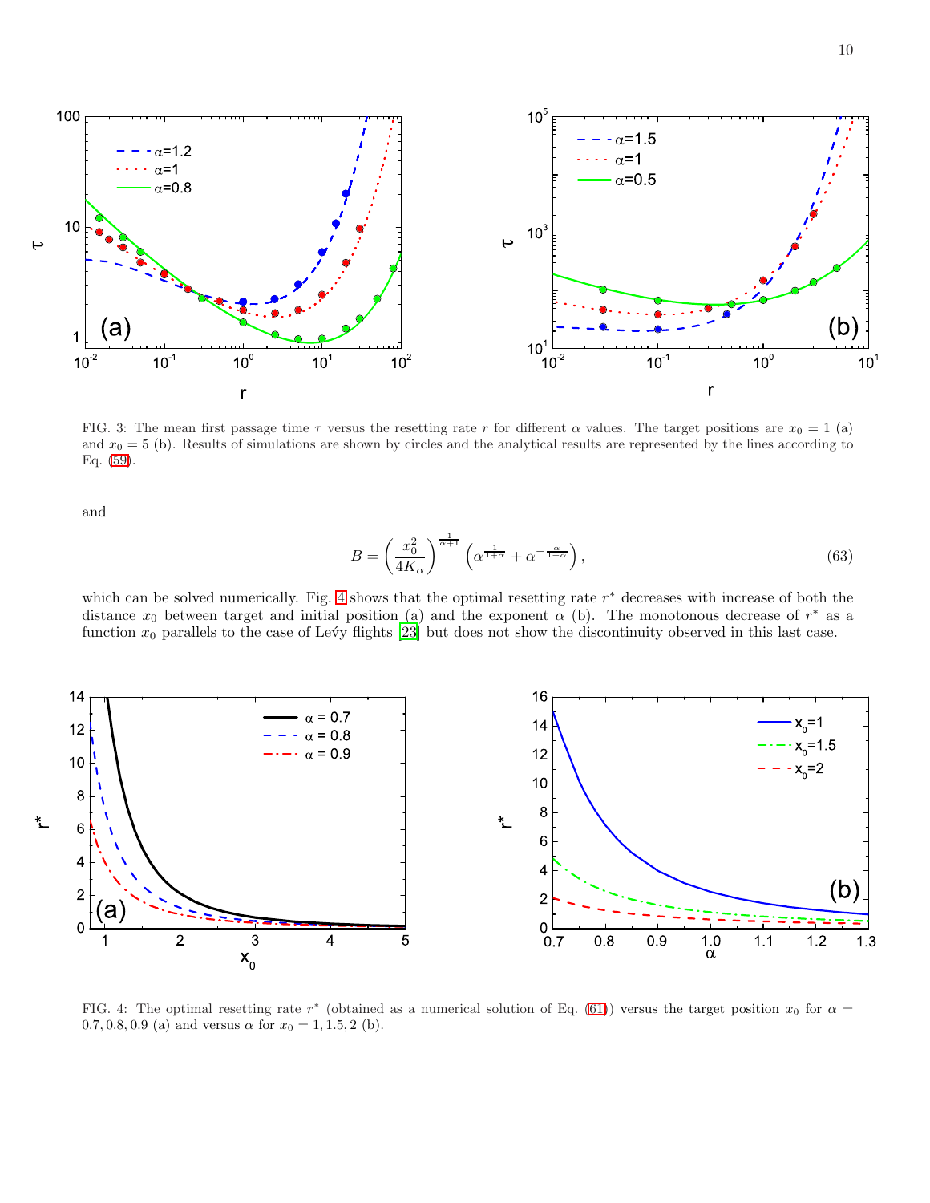FIG. 3: The mean first passage time $\tau$ versus the resetting rate $r$ for different $\alpha$ values. The target positions are $x_0 = 1$ (a) and $x_0 = 5$ (b). Results of simulations are shown by circles and the analytical results are represented by the lines according to Eq. (59).

and

$$B = \left(\frac{x_0^2}{4K_\alpha}\right)^{\frac{1}{\alpha+1}} \left(\alpha^{\frac{1}{1+\alpha}} + \alpha^{-\frac{\alpha}{1+\alpha}}\right), \tag{63}$$

which can be solved numerically. Fig. 4 shows that the optimal resetting rate $r^*$ decreases with increase of both the distance $x_0$ between target and initial position (a) and the exponent $\alpha$ (b). The monotonous decrease of $r^*$ as a function $x_0$ parallels to the case of Lévy flights [23] but does not show the discontinuity observed in this last case.

FIG. 4: The optimal resetting rate $r^*$ (obtained as a numerical solution of Eq. (61)) versus the target position $x_0$ for $\alpha = 0.7, 0.8, 0.9$ (a) and versus $\alpha$ for $x_0 = 1, 1.5, 2$ (b).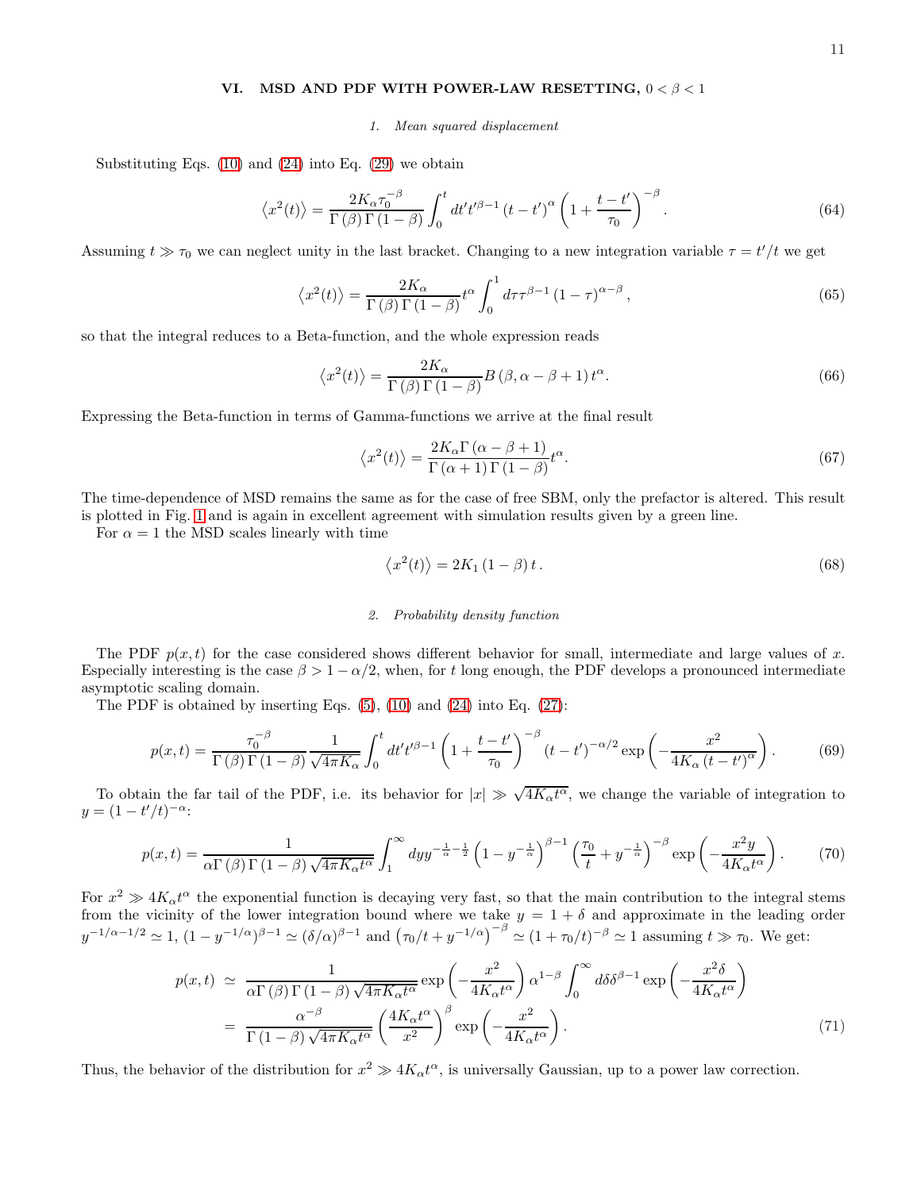## VI. MSD AND PDF WITH POWER-LAW RESETTING, $0 < \beta < 1$

### 1. Mean squared displacement

Substituting Eqs. (10) and (24) into Eq. (29) we obtain

$$\left\langle x^2(t)\right\rangle = \frac{2K_\alpha \tau_0^{-\beta}}{\Gamma(\beta)\Gamma(1-\beta)}\int_0^t dt' t'^{\beta-1}\left(t-t'\right)^{\alpha}\left(1+\frac{t-t'}{\tau_0}\right)^{-\beta}. \tag{64}$$

Assuming $t \gg \tau_0$ we can neglect unity in the last bracket. Changing to a new integration variable $\tau = t'/t$ we get

$$\left\langle x^2(t)\right\rangle = \frac{2K_\alpha}{\Gamma(\beta)\Gamma(1-\beta)} t^{\alpha}\int_0^1 d\tau \tau^{\beta-1}\left(1-\tau\right)^{\alpha-\beta}, \tag{65}$$

so that the integral reduces to a Beta-function, and the whole expression reads

$$\left\langle x^2(t)\right\rangle = \frac{2K_\alpha}{\Gamma(\beta)\Gamma(1-\beta)} B\left(\beta, \alpha-\beta+1\right) t^{\alpha}. \tag{66}$$

Expressing the Beta-function in terms of Gamma-functions we arrive at the final result

$$\left\langle x^2(t)\right\rangle = \frac{2K_\alpha \Gamma\left(\alpha-\beta+1\right)}{\Gamma\left(\alpha+1\right)\Gamma\left(1-\beta\right)} t^{\alpha}. \tag{67}$$

The time-dependence of MSD remains the same as for the case of free SBM, only the prefactor is altered. This result is plotted in Fig. 1 and is again in excellent agreement with simulation results given by a green line.

For $\alpha = 1$ the MSD scales linearly with time

$$\left\langle x^2(t)\right\rangle = 2K_1\left(1-\beta\right) t. \tag{68}$$

### 2. Probability density function

The PDF $p(x,t)$ for the case considered shows different behavior for small, intermediate and large values of $x$. Especially interesting is the case $\beta > 1-\alpha/2$, when, for $t$ long enough, the PDF develops a pronounced intermediate asymptotic scaling domain.

The PDF is obtained by inserting Eqs. (5), (10) and (24) into Eq. (27):

$$p(x,t) = \frac{\tau_0^{-\beta}}{\Gamma(\beta)\Gamma(1-\beta)}\frac{1}{\sqrt{4\pi K_\alpha}}\int_0^t dt' t'^{\beta-1}\left(1+\frac{t-t'}{\tau_0}\right)^{-\beta}\left(t-t'\right)^{-\alpha/2}\exp\left(-\frac{x^2}{4K_\alpha\left(t-t'\right)^{\alpha}}\right). \tag{69}$$

To obtain the far tail of the PDF, i.e. its behavior for $|x| \gg \sqrt{4K_\alpha t^\alpha}$, we change the variable of integration to $y = (1-t'/t)^{-\alpha}$:

$$p(x,t) = \frac{1}{\alpha\Gamma(\beta)\Gamma(1-\beta)\sqrt{4\pi K_\alpha t^\alpha}}\int_1^\infty dy y^{-\frac{1}{\alpha}-\frac{1}{2}}\left(1-y^{-\frac{1}{\alpha}}\right)^{\beta-1}\left(\frac{\tau_0}{t}+y^{-\frac{1}{\alpha}}\right)^{-\beta}\exp\left(-\frac{x^2 y}{4K_\alpha t^\alpha}\right). \tag{70}$$

For $x^2 \gg 4K_\alpha t^\alpha$ the exponential function is decaying very fast, so that the main contribution to the integral stems from the vicinity of the lower integration bound where we take $y = 1+\delta$ and approximate in the leading order $y^{-1/\alpha-1/2} \simeq 1$, $(1-y^{-1/\alpha})^{\beta-1} \simeq (\delta/\alpha)^{\beta-1}$ and $\left(\tau_0/t + y^{-1/\alpha}\right)^{-\beta} \simeq (1+\tau_0/t)^{-\beta} \simeq 1$ assuming $t \gg \tau_0$. We get:

$$\begin{aligned} p(x,t) &\simeq \frac{1}{\alpha\Gamma(\beta)\Gamma(1-\beta)\sqrt{4\pi K_\alpha t^\alpha}}\exp\left(-\frac{x^2}{4K_\alpha t^\alpha}\right)\alpha^{1-\beta}\int_0^\infty d\delta \delta^{\beta-1}\exp\left(-\frac{x^2\delta}{4K_\alpha t^\alpha}\right) \\ &= \frac{\alpha^{-\beta}}{\Gamma(1-\beta)\sqrt{4\pi K_\alpha t^\alpha}}\left(\frac{4K_\alpha t^\alpha}{x^2}\right)^{\beta}\exp\left(-\frac{x^2}{4K_\alpha t^\alpha}\right). \end{aligned} \tag{71}$$

Thus, the behavior of the distribution for $x^2 \gg 4K_\alpha t^\alpha$, is universally Gaussian, up to a power law correction.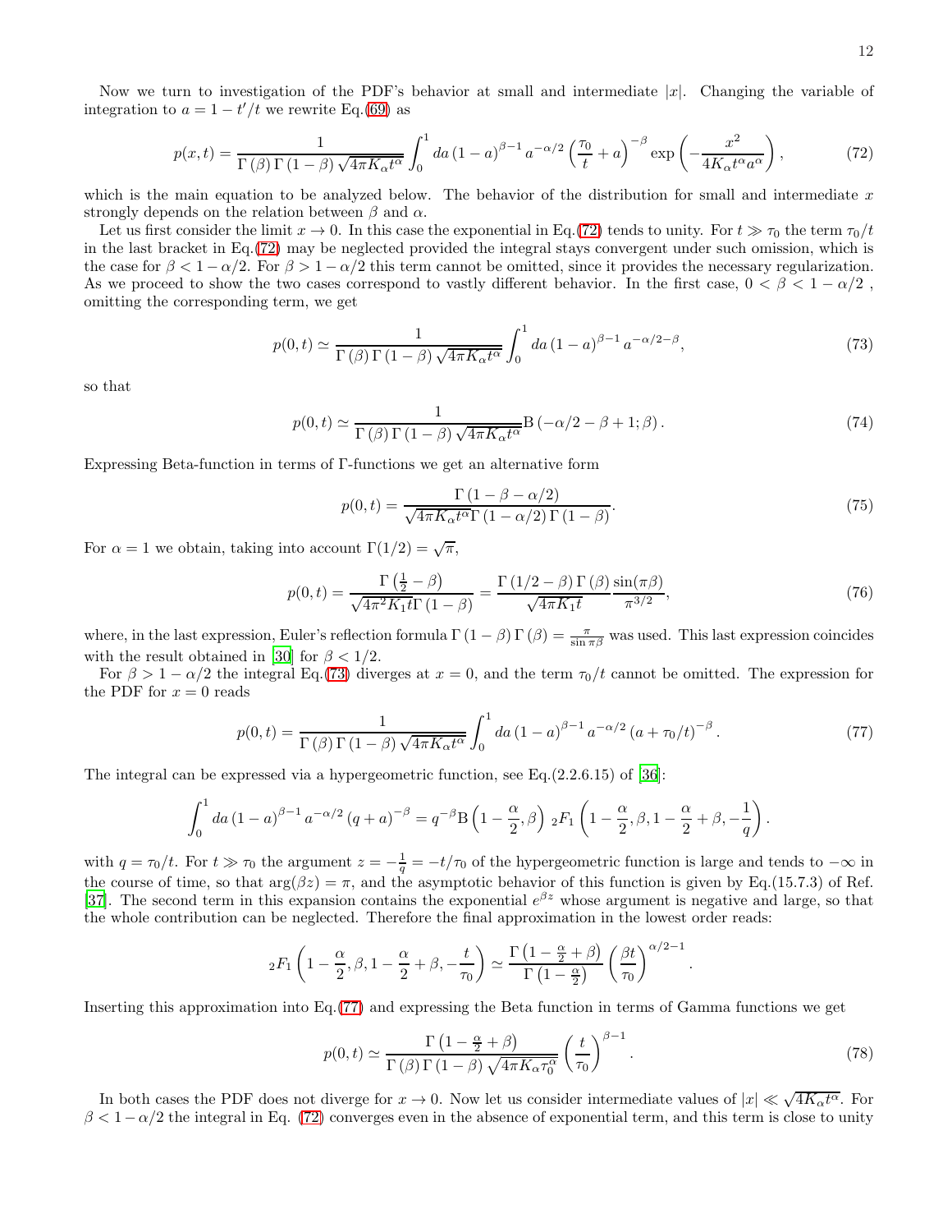Now we turn to investigation of the PDF's behavior at small and intermediate $|x|$. Changing the variable of integration to $a = 1 - t'/t$ we rewrite Eq.(69) as

$$p(x,t) = \frac{1}{\Gamma(\beta)\Gamma(1-\beta)\sqrt{4\pi K_\alpha t^\alpha}} \int_0^1 da\,(1-a)^{\beta-1} a^{-\alpha/2} \left(\frac{\tau_0}{t} + a\right)^{-\beta} \exp\left(-\frac{x^2}{4K_\alpha t^\alpha a^\alpha}\right), \tag{72}$$

which is the main equation to be analyzed below. The behavior of the distribution for small and intermediate $x$ strongly depends on the relation between $\beta$ and $\alpha$.

Let us first consider the limit $x \to 0$. In this case the exponential in Eq.(72) tends to unity. For $t \gg \tau_0$ the term $\tau_0/t$ in the last bracket in Eq.(72) may be neglected provided the integral stays convergent under such omission, which is the case for $\beta < 1 - \alpha/2$. For $\beta > 1 - \alpha/2$ this term cannot be omitted, since it provides the necessary regularization. As we proceed to show the two cases correspond to vastly different behavior. In the first case, $0 < \beta < 1 - \alpha/2$ , omitting the corresponding term, we get

$$p(0,t) \simeq \frac{1}{\Gamma(\beta)\Gamma(1-\beta)\sqrt{4\pi K_\alpha t^\alpha}} \int_0^1 da\,(1-a)^{\beta-1} a^{-\alpha/2-\beta}, \tag{73}$$

so that

$$p(0,t) \simeq \frac{1}{\Gamma(\beta)\Gamma(1-\beta)\sqrt{4\pi K_\alpha t^\alpha}} \mathrm{B}\left(-\alpha/2 - \beta + 1; \beta\right). \tag{74}$$

Expressing Beta-function in terms of $\Gamma$-functions we get an alternative form

$$p(0,t) = \frac{\Gamma(1-\beta-\alpha/2)}{\sqrt{4\pi K_\alpha t^\alpha}\,\Gamma(1-\alpha/2)\,\Gamma(1-\beta)}. \tag{75}$$

For $\alpha = 1$ we obtain, taking into account $\Gamma(1/2) = \sqrt{\pi}$,

$$p(0,t) = \frac{\Gamma\left(\frac{1}{2} - \beta\right)}{\sqrt{4\pi^2 K_1 t}\,\Gamma(1-\beta)} = \frac{\Gamma(1/2-\beta)\,\Gamma(\beta)}{\sqrt{4\pi K_1 t}} \frac{\sin(\pi\beta)}{\pi^{3/2}}, \tag{76}$$

where, in the last expression, Euler's reflection formula $\Gamma(1-\beta)\Gamma(\beta) = \frac{\pi}{\sin \pi\beta}$ was used. This last expression coincides with the result obtained in [30] for $\beta < 1/2$.

For $\beta > 1 - \alpha/2$ the integral Eq.(73) diverges at $x = 0$, and the term $\tau_0/t$ cannot be omitted. The expression for the PDF for $x = 0$ reads

$$p(0,t) = \frac{1}{\Gamma(\beta)\Gamma(1-\beta)\sqrt{4\pi K_\alpha t^\alpha}} \int_0^1 da\,(1-a)^{\beta-1} a^{-\alpha/2} \left(a + \tau_0/t\right)^{-\beta}. \tag{77}$$

The integral can be expressed via a hypergeometric function, see Eq.(2.2.6.15) of [36]:

$$\int_0^1 da\,(1-a)^{\beta-1} a^{-\alpha/2} (q+a)^{-\beta} = q^{-\beta} \mathrm{B}\left(1 - \frac{\alpha}{2}, \beta\right) {}_2F_1\left(1 - \frac{\alpha}{2}, \beta, 1 - \frac{\alpha}{2} + \beta, -\frac{1}{q}\right).$$

with $q = \tau_0/t$. For $t \gg \tau_0$ the argument $z = -\frac{1}{q} = -t/\tau_0$ of the hypergeometric function is large and tends to $-\infty$ in the course of time, so that $\arg(\beta z) = \pi$, and the asymptotic behavior of this function is given by Eq.(15.7.3) of Ref. [37]. The second term in this expansion contains the exponential $e^{\beta z}$ whose argument is negative and large, so that the whole contribution can be neglected. Therefore the final approximation in the lowest order reads:

$${}_2F_1\left(1 - \frac{\alpha}{2}, \beta, 1 - \frac{\alpha}{2} + \beta, -\frac{t}{\tau_0}\right) \simeq \frac{\Gamma\left(1 - \frac{\alpha}{2} + \beta\right)}{\Gamma\left(1 - \frac{\alpha}{2}\right)} \left(\frac{\beta t}{\tau_0}\right)^{\alpha/2-1}.$$

Inserting this approximation into Eq.(77) and expressing the Beta function in terms of Gamma functions we get

$$p(0,t) \simeq \frac{\Gamma\left(1 - \frac{\alpha}{2} + \beta\right)}{\Gamma(\beta)\Gamma(1-\beta)\sqrt{4\pi K_\alpha \tau_0^\alpha}} \left(\frac{t}{\tau_0}\right)^{\beta-1}. \tag{78}$$

In both cases the PDF does not diverge for $x \to 0$. Now let us consider intermediate values of $|x| \ll \sqrt{4K_\alpha t^\alpha}$. For $\beta < 1 - \alpha/2$ the integral in Eq. (72) converges even in the absence of exponential term, and this term is close to unity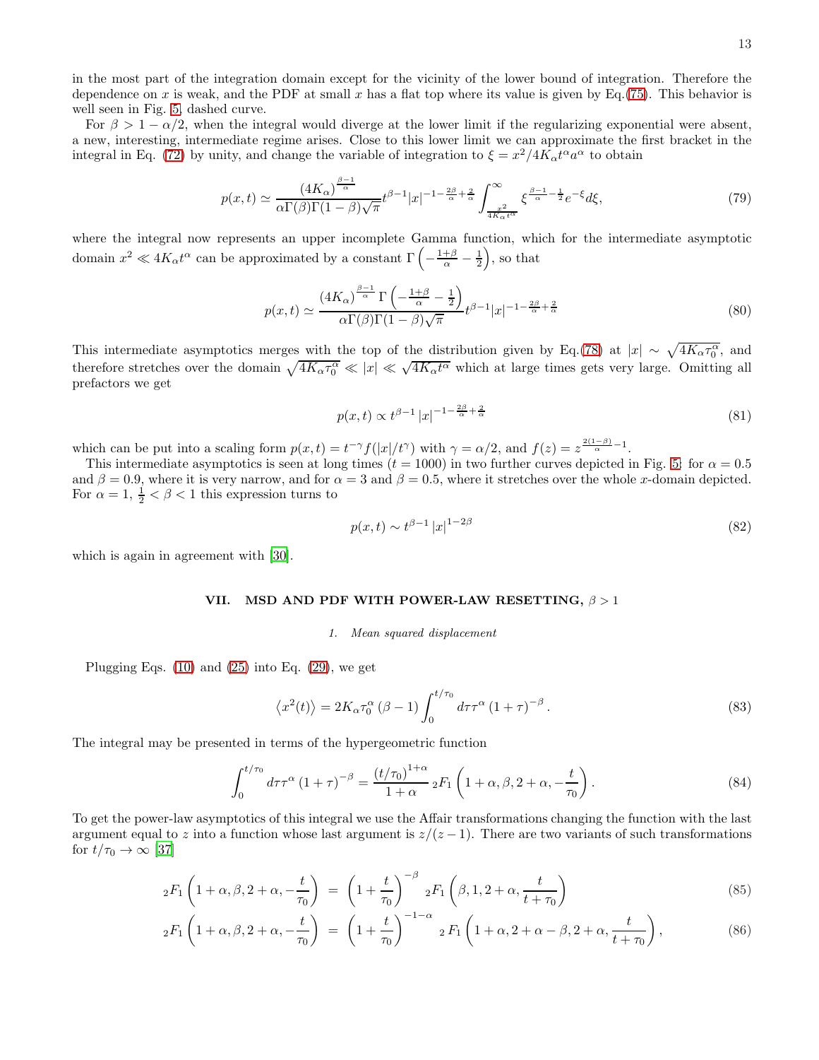in the most part of the integration domain except for the vicinity of the lower bound of integration. Therefore the dependence on $x$ is weak, and the PDF at small $x$ has a flat top where its value is given by Eq.(75). This behavior is well seen in Fig. 5, dashed curve.

For $\beta > 1 - \alpha/2$, when the integral would diverge at the lower limit if the regularizing exponential were absent, a new, interesting, intermediate regime arises. Close to this lower limit we can approximate the first bracket in the integral in Eq. (72) by unity, and change the variable of integration to $\xi = x^2/4K_\alpha t^\alpha a^\alpha$ to obtain

$$
p(x,t) \simeq \frac{(4K_\alpha)^{\frac{\beta-1}{\alpha}}}{\alpha\Gamma(\beta)\Gamma(1-\beta)\sqrt{\pi}} t^{\beta-1} |x|^{-1-\frac{2\beta}{\alpha}+\frac{2}{\alpha}} \int_{\frac{x^2}{4K_\alpha t^\alpha}}^{\infty} \xi^{\frac{\beta-1}{\alpha}-\frac{1}{2}} e^{-\xi} d\xi, \tag{79}
$$

where the integral now represents an upper incomplete Gamma function, which for the intermediate asymptotic domain $x^2 \ll 4K_\alpha t^\alpha$ can be approximated by a constant $\Gamma\left(-\frac{1+\beta}{\alpha} - \frac{1}{2}\right)$, so that

$$
p(x,t) \simeq \frac{(4K_\alpha)^{\frac{\beta-1}{\alpha}} \Gamma\left(-\frac{1+\beta}{\alpha} - \frac{1}{2}\right)}{\alpha\Gamma(\beta)\Gamma(1-\beta)\sqrt{\pi}} t^{\beta-1} |x|^{-1-\frac{2\beta}{\alpha}+\frac{2}{\alpha}} \tag{80}
$$

This intermediate asymptotics merges with the top of the distribution given by Eq.(78) at $|x| \sim \sqrt{4K_\alpha \tau_0^\alpha}$, and therefore stretches over the domain $\sqrt{4K_\alpha \tau_0^\alpha} \ll |x| \ll \sqrt{4K_\alpha t^\alpha}$ which at large times gets very large. Omitting all prefactors we get

$$
p(x,t) \propto t^{\beta-1} |x|^{-1-\frac{2\beta}{\alpha}+\frac{2}{\alpha}} \tag{81}
$$

which can be put into a scaling form $p(x,t) = t^{-\gamma} f(|x|/t^\gamma)$ with $\gamma = \alpha/2$, and $f(z) = z^{\frac{2(1-\beta)}{\alpha}-1}$.

This intermediate asymptotics is seen at long times ($t = 1000$) in two further curves depicted in Fig. 5: for $\alpha = 0.5$ and $\beta = 0.9$, where it is very narrow, and for $\alpha = 3$ and $\beta = 0.5$, where it stretches over the whole $x$-domain depicted. For $\alpha = 1$, $\frac{1}{2} < \beta < 1$ this expression turns to

$$
p(x,t) \sim t^{\beta-1} |x|^{1-2\beta} \tag{82}
$$

which is again in agreement with [30].

## VII. MSD AND PDF WITH POWER-LAW RESETTING, $\beta > 1$

### 1. Mean squared displacement

Plugging Eqs. (10) and (25) into Eq. (29), we get

$$
\left\langle x^2(t) \right\rangle = 2K_\alpha \tau_0^\alpha (\beta - 1) \int_0^{t/\tau_0} d\tau \tau^\alpha (1+\tau)^{-\beta}. \tag{83}
$$

The integral may be presented in terms of the hypergeometric function

$$
\int_0^{t/\tau_0} d\tau \tau^\alpha (1+\tau)^{-\beta} = \frac{(t/\tau_0)^{1+\alpha}}{1+\alpha} \, {}_2F_1\left(1+\alpha, \beta, 2+\alpha, -\frac{t}{\tau_0}\right). \tag{84}
$$

To get the power-law asymptotics of this integral we use the Affair transformations changing the function with the last argument equal to $z$ into a function whose last argument is $z/(z-1)$. There are two variants of such transformations for $t/\tau_0 \to \infty$ [37]

$$
{}_2F_1\left(1+\alpha, \beta, 2+\alpha, -\frac{t}{\tau_0}\right) = \left(1+\frac{t}{\tau_0}\right)^{-\beta} {}_2F_1\left(\beta, 1, 2+\alpha, \frac{t}{t+\tau_0}\right) \tag{85}
$$

$$
{}_2F_1\left(1+\alpha, \beta, 2+\alpha, -\frac{t}{\tau_0}\right) = \left(1+\frac{t}{\tau_0}\right)^{-1-\alpha} {}_2F_1\left(1+\alpha, 2+\alpha-\beta, 2+\alpha, \frac{t}{t+\tau_0}\right), \tag{86}
$$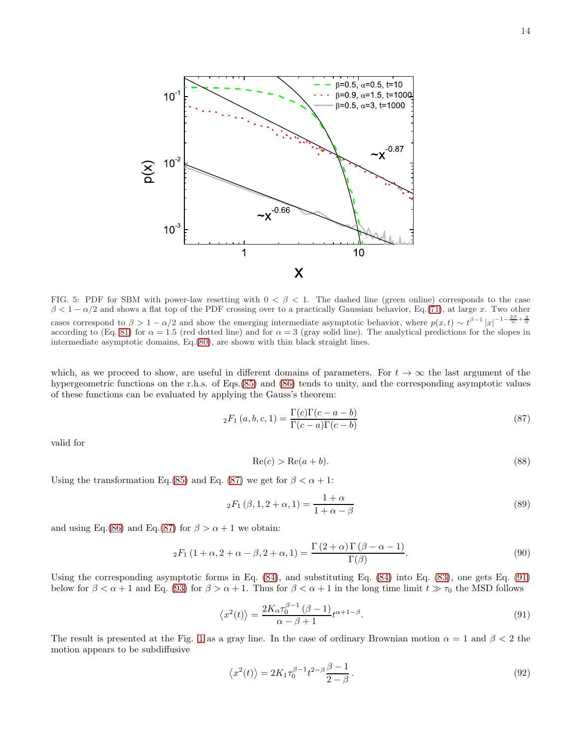FIG. 5: PDF for SBM with power-law resetting with $0 < \beta < 1$. The dashed line (green online) corresponds to the case $\beta < 1 - \alpha/2$ and shows a flat top of the PDF crossing over to a practically Gaussian behavior, Eq.(71), at large $x$. Two other cases correspond to $\beta > 1 - \alpha/2$ and show the emerging intermediate asymptotic behavior, where $p(x,t) \sim t^{\beta-1} |x|^{-1-\frac{2\beta}{\alpha}+\frac{2}{\alpha}}$ according to (Eq. 81) for $\alpha = 1.5$ (red dotted line) and for $\alpha = 3$ (gray solid line). The analytical predictions for the slopes in intermediate asymptotic domains, Eq.(80), are shown with thin black straight lines.

which, as we proceed to show, are useful in different domains of parameters. For $t \to \infty$ the last argument of the hypergeometric functions on the r.h.s. of Eqs.(85) and (86) tends to unity, and the corresponding asymptotic values of these functions can be evaluated by applying the Gauss's theorem:

$$ {}_2F_1\left(a, b, c, 1\right) = \frac{\Gamma(c)\Gamma(c-a-b)}{\Gamma(c-a)\Gamma(c-b)} \tag{87} $$

valid for

$$ \mathrm{Re}(c) > \mathrm{Re}(a+b). \tag{88} $$

Using the transformation Eq.(85) and Eq. (87) we get for $\beta < \alpha + 1$:

$$ {}_2F_1\left(\beta, 1, 2+\alpha, 1\right) = \frac{1+\alpha}{1+\alpha-\beta} \tag{89} $$

and using Eq.(86) and Eq.(87) for $\beta > \alpha + 1$ we obtain:

$$ {}_2F_1\left(1+\alpha, 2+\alpha-\beta, 2+\alpha, 1\right) = \frac{\Gamma\left(2+\alpha\right)\Gamma\left(\beta-\alpha-1\right)}{\Gamma(\beta)}. \tag{90} $$

Using the corresponding asymptotic forms in Eq. (84), and substituting Eq. (84) into Eq. (83), one gets Eq. (91) below for $\beta < \alpha + 1$ and Eq. (93) for $\beta > \alpha + 1$. Thus for $\beta < \alpha + 1$ in the long time limit $t \gg \tau_0$ the MSD follows

$$ \left\langle x^2(t)\right\rangle = \frac{2K_\alpha \tau_0^{\beta-1}\left(\beta-1\right)}{\alpha-\beta+1} t^{\alpha+1-\beta}. \tag{91} $$

The result is presented at the Fig. 1 as a gray line. In the case of ordinary Brownian motion $\alpha = 1$ and $\beta < 2$ the motion appears to be subdiffusive

$$ \left\langle x^2(t)\right\rangle = 2K_1 \tau_0^{\beta-1} t^{2-\beta} \frac{\beta-1}{2-\beta}. \tag{92} $$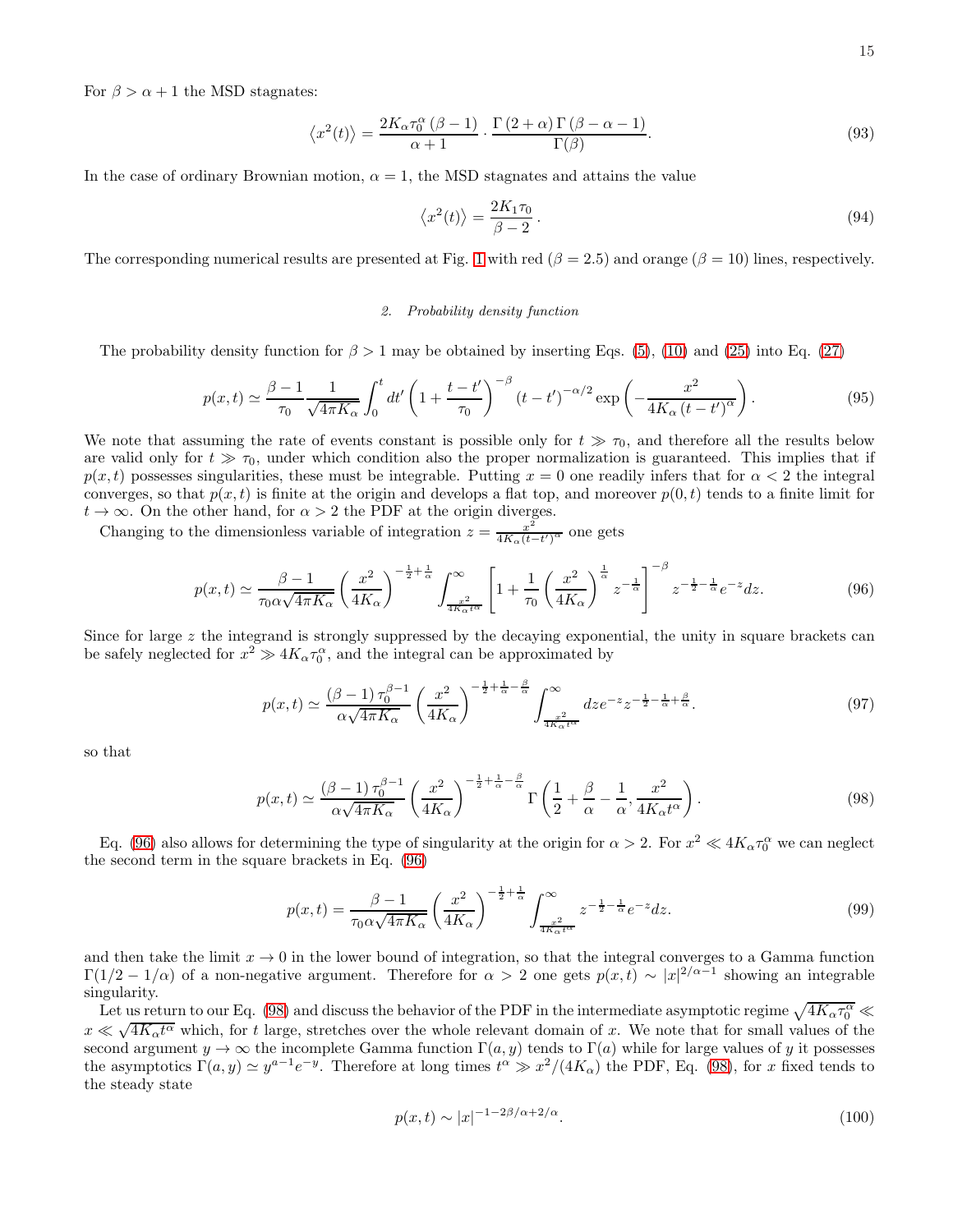For $\beta > \alpha + 1$ the MSD stagnates:

$$\left\langle x^2(t)\right\rangle = \frac{2K_\alpha \tau_0^\alpha (\beta - 1)}{\alpha + 1} \cdot \frac{\Gamma(2+\alpha)\,\Gamma(\beta - \alpha - 1)}{\Gamma(\beta)}. \tag{93}$$

In the case of ordinary Brownian motion, $\alpha = 1$, the MSD stagnates and attains the value

$$\left\langle x^2(t)\right\rangle = \frac{2K_1\tau_0}{\beta - 2}\,. \tag{94}$$

The corresponding numerical results are presented at Fig. 1 with red ($\beta = 2.5$) and orange ($\beta = 10$) lines, respectively.

#### 2. *Probability density function*

The probability density function for $\beta > 1$ may be obtained by inserting Eqs. (5), (10) and (25) into Eq. (27)

$$p(x,t) \simeq \frac{\beta - 1}{\tau_0} \frac{1}{\sqrt{4\pi K_\alpha}} \int_0^t dt' \left(1 + \frac{t-t'}{\tau_0}\right)^{-\beta} (t-t')^{-\alpha/2} \exp\left(-\frac{x^2}{4K_\alpha (t-t')^\alpha}\right). \tag{95}$$

We note that assuming the rate of events constant is possible only for $t \gg \tau_0$, and therefore all the results below are valid only for $t \gg \tau_0$, under which condition also the proper normalization is guaranteed. This implies that if $p(x,t)$ possesses singularities, these must be integrable. Putting $x = 0$ one readily infers that for $\alpha < 2$ the integral converges, so that $p(x,t)$ is finite at the origin and develops a flat top, and moreover $p(0,t)$ tends to a finite limit for $t \to \infty$. On the other hand, for $\alpha > 2$ the PDF at the origin diverges.

Changing to the dimensionless variable of integration $z = \frac{x^2}{4K_\alpha (t-t')^\alpha}$ one gets

$$p(x,t) \simeq \frac{\beta - 1}{\tau_0 \alpha \sqrt{4\pi K_\alpha}} \left(\frac{x^2}{4K_\alpha}\right)^{-\frac{1}{2}+\frac{1}{\alpha}} \int_{\frac{x^2}{4K_\alpha t^\alpha}}^\infty \left[1 + \frac{1}{\tau_0}\left(\frac{x^2}{4K_\alpha}\right)^{\frac{1}{\alpha}} z^{-\frac{1}{\alpha}}\right]^{-\beta} z^{-\frac{1}{2}-\frac{1}{\alpha}} e^{-z} dz. \tag{96}$$

Since for large $z$ the integrand is strongly suppressed by the decaying exponential, the unity in square brackets can be safely neglected for $x^2 \gg 4K_\alpha \tau_0^\alpha$, and the integral can be approximated by

$$p(x,t) \simeq \frac{(\beta - 1)\,\tau_0^{\beta - 1}}{\alpha\sqrt{4\pi K_\alpha}} \left(\frac{x^2}{4K_\alpha}\right)^{-\frac{1}{2}+\frac{1}{\alpha}-\frac{\beta}{\alpha}} \int_{\frac{x^2}{4K_\alpha t^\alpha}}^\infty dz e^{-z} z^{-\frac{1}{2}-\frac{1}{\alpha}+\frac{\beta}{\alpha}}. \tag{97}$$

so that

$$p(x,t) \simeq \frac{(\beta - 1)\,\tau_0^{\beta - 1}}{\alpha\sqrt{4\pi K_\alpha}} \left(\frac{x^2}{4K_\alpha}\right)^{-\frac{1}{2}+\frac{1}{\alpha}-\frac{\beta}{\alpha}} \Gamma\left(\frac{1}{2} + \frac{\beta}{\alpha} - \frac{1}{\alpha}, \frac{x^2}{4K_\alpha t^\alpha}\right). \tag{98}$$

Eq. (96) also allows for determining the type of singularity at the origin for $\alpha > 2$. For $x^2 \ll 4K_\alpha \tau_0^\alpha$ we can neglect the second term in the square brackets in Eq. (96)

$$p(x,t) = \frac{\beta - 1}{\tau_0 \alpha \sqrt{4\pi K_\alpha}} \left(\frac{x^2}{4K_\alpha}\right)^{-\frac{1}{2}+\frac{1}{\alpha}} \int_{\frac{x^2}{4K_\alpha t^\alpha}}^\infty z^{-\frac{1}{2}-\frac{1}{\alpha}} e^{-z} dz. \tag{99}$$

and then take the limit $x \to 0$ in the lower bound of integration, so that the integral converges to a Gamma function $\Gamma(1/2 - 1/\alpha)$ of a non-negative argument. Therefore for $\alpha > 2$ one gets $p(x,t) \sim |x|^{2/\alpha - 1}$ showing an integrable singularity.

Let us return to our Eq. (98) and discuss the behavior of the PDF in the intermediate asymptotic regime $\sqrt{4K_\alpha \tau_0^\alpha} \ll x \ll \sqrt{4K_\alpha t^\alpha}$ which, for $t$ large, stretches over the whole relevant domain of $x$. We note that for small values of the second argument $y \to \infty$ the incomplete Gamma function $\Gamma(a,y)$ tends to $\Gamma(a)$ while for large values of $y$ it possesses the asymptotics $\Gamma(a,y) \simeq y^{a-1}e^{-y}$. Therefore at long times $t^\alpha \gg x^2/(4K_\alpha)$ the PDF, Eq. (98), for $x$ fixed tends to the steady state

$$p(x,t) \sim |x|^{-1-2\beta/\alpha+2/\alpha}. \tag{100}$$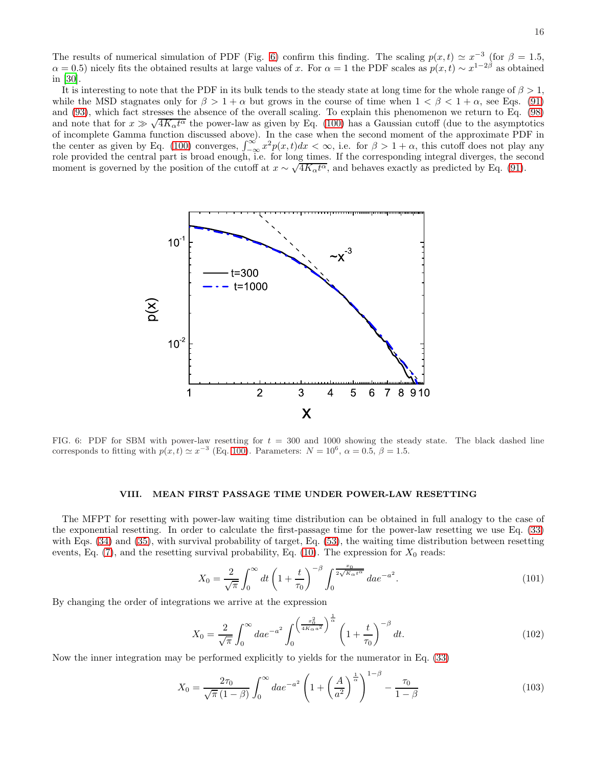The results of numerical simulation of PDF (Fig. 6) confirm this finding. The scaling $p(x,t) \simeq x^{-3}$ (for $\beta = 1.5$, $\alpha = 0.5$) nicely fits the obtained results at large values of $x$. For $\alpha = 1$ the PDF scales as $p(x,t) \sim x^{1-2\beta}$ as obtained in [30].

It is interesting to note that the PDF in its bulk tends to the steady state at long time for the whole range of $\beta > 1$, while the MSD stagnates only for $\beta > 1+\alpha$ but grows in the course of time when $1 < \beta < 1+\alpha$, see Eqs. (91) and (93), which fact stresses the absence of the overall scaling. To explain this phenomenon we return to Eq. (98) and note that for $x \gg \sqrt{4K_\alpha t^\alpha}$ the power-law as given by Eq. (100) has a Gaussian cutoff (due to the asymptotics of incomplete Gamma function discussed above). In the case when the second moment of the approximate PDF in the center as given by Eq. (100) converges, $\int_{-\infty}^{\infty} x^2 p(x,t)dx < \infty$, i.e. for $\beta > 1+\alpha$, this cutoff does not play any role provided the central part is broad enough, i.e. for long times. If the corresponding integral diverges, the second moment is governed by the position of the cutoff at $x \sim \sqrt{4K_\alpha t^\alpha}$, and behaves exactly as predicted by Eq. (91).

FIG. 6: PDF for SBM with power-law resetting for $t = 300$ and 1000 showing the steady state. The black dashed line corresponds to fitting with $p(x,t) \simeq x^{-3}$ (Eq. 100). Parameters: $N = 10^6$, $\alpha = 0.5$, $\beta = 1.5$.

## VIII. MEAN FIRST PASSAGE TIME UNDER POWER-LAW RESETTING

The MFPT for resetting with power-law waiting time distribution can be obtained in full analogy to the case of the exponential resetting. In order to calculate the first-passage time for the power-law resetting we use Eq. (33) with Eqs. (34) and (35), with survival probability of target, Eq. (53), the waiting time distribution between resetting events, Eq. (7), and the resetting survival probability, Eq. (10). The expression for $X_0$ reads:

$$X_0 = \frac{2}{\sqrt{\pi}} \int_0^\infty dt \left(1 + \frac{t}{\tau_0}\right)^{-\beta} \int_0^{\frac{x_0}{2\sqrt{K_\alpha t^\alpha}}} da e^{-a^2}. \tag{101}$$

By changing the order of integrations we arrive at the expression

$$X_0 = \frac{2}{\sqrt{\pi}} \int_0^\infty da e^{-a^2} \int_0^{\left(\frac{x_0^2}{4K_\alpha a^2}\right)^{\frac{1}{\alpha}}} \left(1 + \frac{t}{\tau_0}\right)^{-\beta} dt. \tag{102}$$

Now the inner integration may be performed explicitly to yields for the numerator in Eq. (33)

$$X_0 = \frac{2\tau_0}{\sqrt{\pi}\,(1-\beta)} \int_0^\infty da e^{-a^2} \left(1 + \left(\frac{A}{a^2}\right)^{\frac{1}{\alpha}}\right)^{1-\beta} - \frac{\tau_0}{1-\beta} \tag{103}$$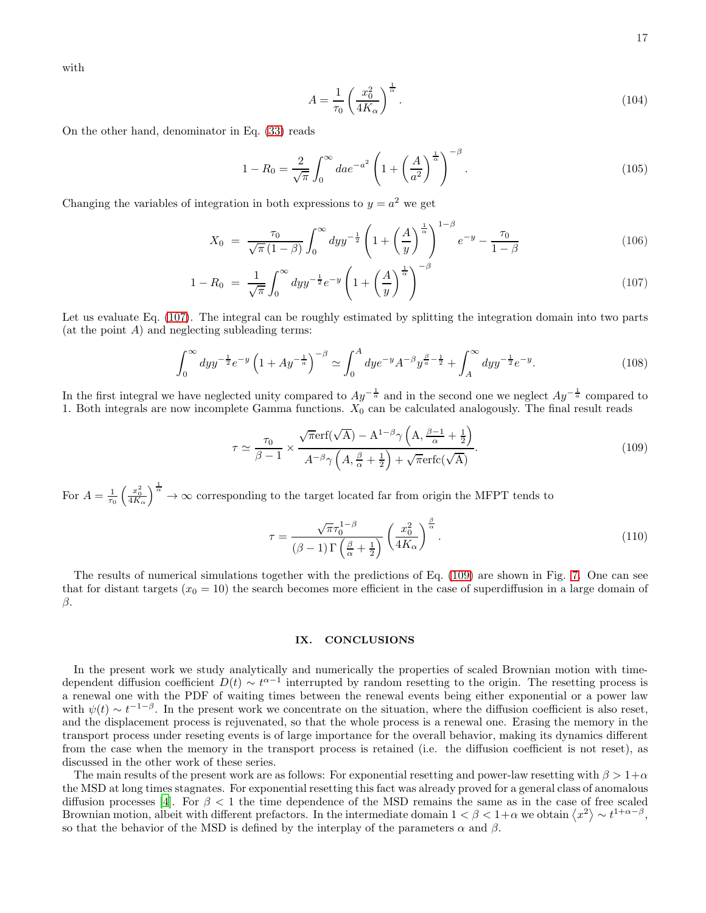with

$$A = \frac{1}{\tau_0}\left(\frac{x_0^2}{4K_\alpha}\right)^{\frac{1}{\alpha}}. \tag{104}$$

On the other hand, denominator in Eq. (33) reads

$$1 - R_0 = \frac{2}{\sqrt{\pi}}\int_0^\infty da e^{-a^2}\left(1 + \left(\frac{A}{a^2}\right)^{\frac{1}{\alpha}}\right)^{-\beta}. \tag{105}$$

Changing the variables of integration in both expressions to $y = a^2$ we get

$$X_0 = \frac{\tau_0}{\sqrt{\pi}(1-\beta)}\int_0^\infty dy y^{-\frac{1}{2}}\left(1 + \left(\frac{A}{y}\right)^{\frac{1}{\alpha}}\right)^{1-\beta} e^{-y} - \frac{\tau_0}{1-\beta} \tag{106}$$

$$1 - R_0 = \frac{1}{\sqrt{\pi}}\int_0^\infty dy y^{-\frac{1}{2}} e^{-y}\left(1 + \left(\frac{A}{y}\right)^{\frac{1}{\alpha}}\right)^{-\beta} \tag{107}$$

Let us evaluate Eq. (107). The integral can be roughly estimated by splitting the integration domain into two parts (at the point $A$) and neglecting subleading terms:

$$\int_0^\infty dy y^{-\frac{1}{2}} e^{-y}\left(1 + A y^{-\frac{1}{\alpha}}\right)^{-\beta} \simeq \int_0^A dy e^{-y} A^{-\beta} y^{\frac{\beta}{\alpha}-\frac{1}{2}} + \int_A^\infty dy y^{-\frac{1}{2}} e^{-y}. \tag{108}$$

In the first integral we have neglected unity compared to $Ay^{-\frac{1}{\alpha}}$ and in the second one we neglect $Ay^{-\frac{1}{\alpha}}$ compared to 1. Both integrals are now incomplete Gamma functions. $X_0$ can be calculated analogously. The final result reads

$$\tau \simeq \frac{\tau_0}{\beta - 1} \times \frac{\sqrt{\pi}\,\mathrm{erf}(\sqrt{\mathrm{A}}) - \mathrm{A}^{1-\beta}\gamma\left(\mathrm{A}, \frac{\beta-1}{\alpha} + \frac{1}{2}\right)}{A^{-\beta}\gamma\left(A, \frac{\beta}{\alpha} + \frac{1}{2}\right) + \sqrt{\pi}\,\mathrm{erfc}(\sqrt{\mathrm{A}})}. \tag{109}$$

For $A = \frac{1}{\tau_0}\left(\frac{x_0^2}{4K_\alpha}\right)^{\frac{1}{\alpha}} \to \infty$ corresponding to the target located far from origin the MFPT tends to

$$\tau = \frac{\sqrt{\pi}\tau_0^{1-\beta}}{(\beta-1)\Gamma\left(\frac{\beta}{\alpha} + \frac{1}{2}\right)}\left(\frac{x_0^2}{4K_\alpha}\right)^{\frac{\beta}{\alpha}}. \tag{110}$$

The results of numerical simulations together with the predictions of Eq. (109) are shown in Fig. 7. One can see that for distant targets ($x_0 = 10$) the search becomes more efficient in the case of superdiffusion in a large domain of $\beta$.

## IX. CONCLUSIONS

In the present work we study analytically and numerically the properties of scaled Brownian motion with time-dependent diffusion coefficient $D(t) \sim t^{\alpha-1}$ interrupted by random resetting to the origin. The resetting process is a renewal one with the PDF of waiting times between the renewal events being either exponential or a power law with $\psi(t) \sim t^{-1-\beta}$. In the present work we concentrate on the situation, where the diffusion coefficient is also reset, and the displacement process is rejuvenated, so that the whole process is a renewal one. Erasing the memory in the transport process under reseting events is of large importance for the overall behavior, making its dynamics different from the case when the memory in the transport process is retained (i.e. the diffusion coefficient is not reset), as discussed in the other work of these series.

The main results of the present work are as follows: For exponential resetting and power-law resetting with $\beta > 1+\alpha$ the MSD at long times stagnates. For exponential resetting this fact was already proved for a general class of anomalous diffusion processes [4]. For $\beta < 1$ the time dependence of the MSD remains the same as in the case of free scaled Brownian motion, albeit with different prefactors. In the intermediate domain $1 < \beta < 1+\alpha$ we obtain $\langle x^2 \rangle \sim t^{1+\alpha-\beta}$, so that the behavior of the MSD is defined by the interplay of the parameters $\alpha$ and $\beta$.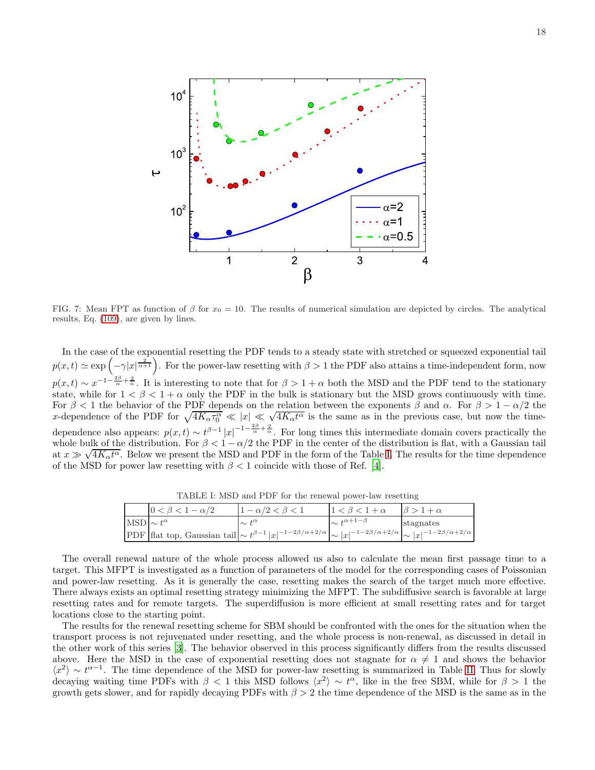FIG. 7: Mean FPT as function of $\beta$ for $x_0 = 10$. The results of numerical simulation are depicted by circles. The analytical results, Eq. (109), are given by lines.

In the case of the exponential resetting the PDF tends to a steady state with stretched or squeezed exponential tail $p(x,t) \simeq \exp\left(-\gamma |x|^{\frac{2}{\alpha+1}}\right)$. For the power-law resetting with $\beta > 1$ the PDF also attains a time-independent form, now $p(x,t) \sim x^{-1-\frac{2\beta}{\alpha}+\frac{2}{\alpha}}$. It is interesting to note that for $\beta > 1+\alpha$ both the MSD and the PDF tend to the stationary state, while for $1 < \beta < 1+\alpha$ only the PDF in the bulk is stationary but the MSD grows continuously with time. For $\beta < 1$ the behavior of the PDF depends on the relation between the exponents $\beta$ and $\alpha$. For $\beta > 1 - \alpha/2$ the $x$-dependence of the PDF for $\sqrt{4K_\alpha \tau_0^\alpha} \ll |x| \ll \sqrt{4K_\alpha t^\alpha}$ is the same as in the previous case, but now the time-dependence also appears: $p(x,t) \sim t^{\beta-1} |x|^{-1-\frac{2\beta}{\alpha}+\frac{2}{\alpha}}$. For long times this intermediate domain covers practically the whole bulk of the distribution. For $\beta < 1 - \alpha/2$ the PDF in the center of the distribution is flat, with a Gaussian tail at $x \gg \sqrt{4K_\alpha t^\alpha}$. Below we present the MSD and PDF in the form of the Table I. The results for the time dependence of the MSD for power law resetting with $\beta < 1$ coincide with those of Ref. [4].

TABLE I: MSD and PDF for the renewal power-law resetting

| | $0 < \beta < 1 - \alpha/2$ | $1 - \alpha/2 < \beta < 1$ | $1 < \beta < 1+\alpha$ | $\beta > 1+\alpha$ |
|---|---|---|---|---|
| MSD | $\sim t^\alpha$ | $\sim t^\alpha$ | $\sim t^{\alpha+1-\beta}$ | stagnates |
| PDF | flat top, Gaussian tail | $\sim t^{\beta-1} \lvert x\rvert^{-1-2\beta/\alpha+2/\alpha}$ | $\sim \lvert x\rvert^{-1-2\beta/\alpha+2/\alpha}$ | $\sim \lvert x\rvert^{-1-2\beta/\alpha+2/\alpha}$ |

The overall renewal nature of the whole process allowed us also to calculate the mean first passage time to a target. This MFPT is investigated as a function of parameters of the model for the corresponding cases of Poissonian and power-law resetting. As it is generally the case, resetting makes the search of the target much more effective. There always exists an optimal resetting strategy minimizing the MFPT. The subdiffusive search is favorable at large resetting rates and for remote targets. The superdiffusion is more efficient at small resetting rates and for target locations close to the starting point.

The results for the renewal resetting scheme for SBM should be confronted with the ones for the situation when the transport process is not rejuvenated under resetting, and the whole process is non-renewal, as discussed in detail in the other work of this series [3]. The behavior observed in this process significantly differs from the results discussed above. Here the MSD in the case of exponential resetting does not stagnate for $\alpha \neq 1$ and shows the behavior $\langle x^2 \rangle \sim t^{\alpha-1}$. The time dependence of the MSD for power-law resetting is summarized in Table II. Thus for slowly decaying waiting time PDFs with $\beta < 1$ this MSD follows $\langle x^2 \rangle \sim t^\alpha$, like in the free SBM, while for $\beta > 1$ the growth gets slower, and for rapidly decaying PDFs with $\beta > 2$ the time dependence of the MSD is the same as in the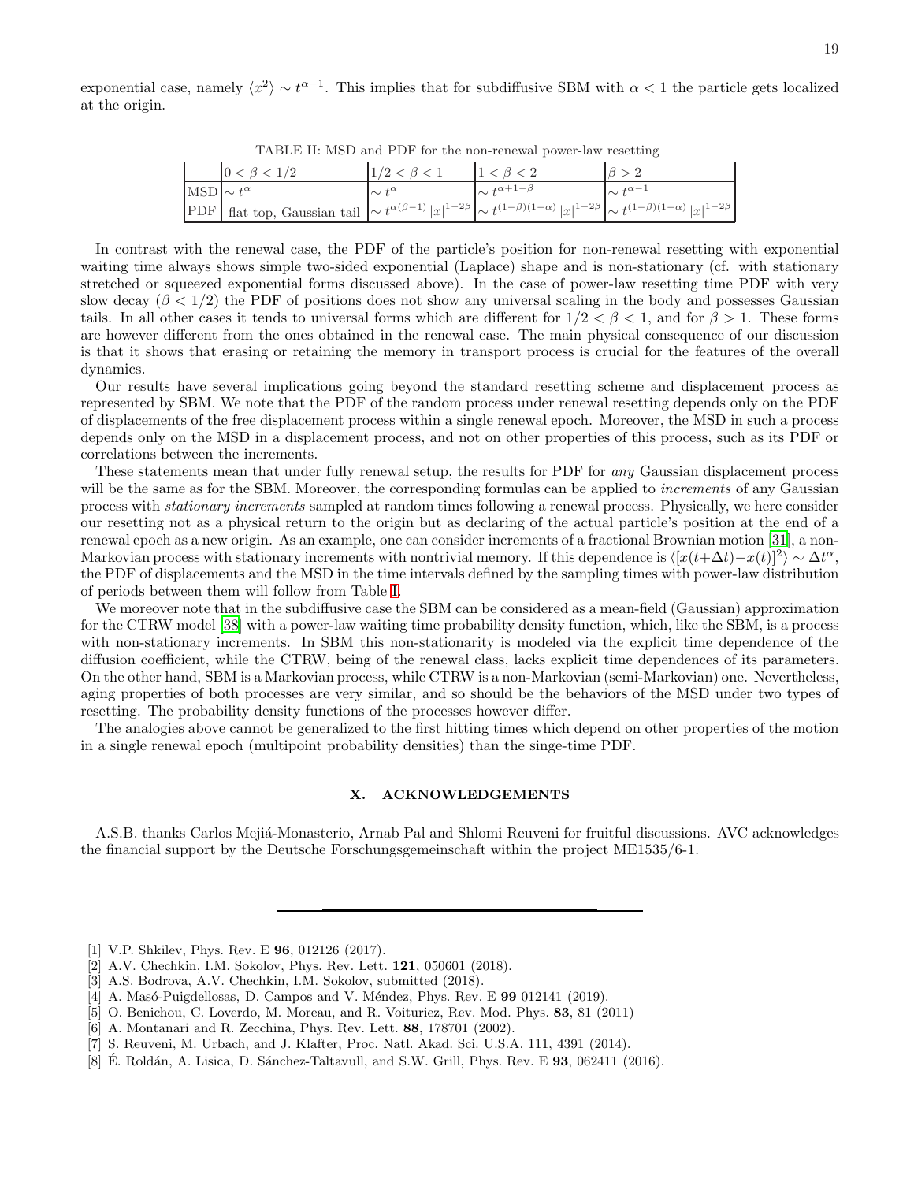exponential case, namely $\langle x^2 \rangle \sim t^{\alpha-1}$. This implies that for subdiffusive SBM with $\alpha < 1$ the particle gets localized at the origin.

TABLE II: MSD and PDF for the non-renewal power-law resetting

| | $0 < \beta < 1/2$ | $1/2 < \beta < 1$ | $1 < \beta < 2$ | $\beta > 2$ |
|---|---|---|---|---|
| MSD | $\sim t^{\alpha}$ | $\sim t^{\alpha}$ | $\sim t^{\alpha+1-\beta}$ | $\sim t^{\alpha-1}$ |
| PDF | flat top, Gaussian tail | $\sim t^{\alpha(\beta-1)} \|x\|^{1-2\beta}$ | $\sim t^{(1-\beta)(1-\alpha)} \|x\|^{1-2\beta}$ | $\sim t^{(1-\beta)(1-\alpha)} \|x\|^{1-2\beta}$ |

In contrast with the renewal case, the PDF of the particle's position for non-renewal resetting with exponential waiting time always shows simple two-sided exponential (Laplace) shape and is non-stationary (cf. with stationary stretched or squeezed exponential forms discussed above). In the case of power-law resetting time PDF with very slow decay ($\beta < 1/2$) the PDF of positions does not show any universal scaling in the body and possesses Gaussian tails. In all other cases it tends to universal forms which are different for $1/2 < \beta < 1$, and for $\beta > 1$. These forms are however different from the ones obtained in the renewal case. The main physical consequence of our discussion is that it shows that erasing or retaining the memory in transport process is crucial for the features of the overall dynamics.

Our results have several implications going beyond the standard resetting scheme and displacement process as represented by SBM. We note that the PDF of the random process under renewal resetting depends only on the PDF of displacements of the free displacement process within a single renewal epoch. Moreover, the MSD in such a process depends only on the MSD in a displacement process, and not on other properties of this process, such as its PDF or correlations between the increments.

These statements mean that under fully renewal setup, the results for PDF for *any* Gaussian displacement process will be the same as for the SBM. Moreover, the corresponding formulas can be applied to *increments* of any Gaussian process with *stationary increments* sampled at random times following a renewal process. Physically, we here consider our resetting not as a physical return to the origin but as declaring of the actual particle's position at the end of a renewal epoch as a new origin. As an example, one can consider increments of a fractional Brownian motion [31], a non-Markovian process with stationary increments with nontrivial memory. If this dependence is $\langle [x(t+\Delta t) - x(t)]^2 \rangle \sim \Delta t^{\alpha}$, the PDF of displacements and the MSD in the time intervals defined by the sampling times with power-law distribution of periods between them will follow from Table I.

We moreover note that in the subdiffusive case the SBM can be considered as a mean-field (Gaussian) approximation for the CTRW model [38] with a power-law waiting time probability density function, which, like the SBM, is a process with non-stationary increments. In SBM this non-stationarity is modeled via the explicit time dependence of the diffusion coefficient, while the CTRW, being of the renewal class, lacks explicit time dependences of its parameters. On the other hand, SBM is a Markovian process, while CTRW is a non-Markovian (semi-Markovian) one. Nevertheless, aging properties of both processes are very similar, and so should be the behaviors of the MSD under two types of resetting. The probability density functions of the processes however differ.

The analogies above cannot be generalized to the first hitting times which depend on other properties of the motion in a single renewal epoch (multipoint probability densities) than the singe-time PDF.

## X. ACKNOWLEDGEMENTS

A.S.B. thanks Carlos Mejiá-Monasterio, Arnab Pal and Shlomi Reuveni for fruitful discussions. AVC acknowledges the financial support by the Deutsche Forschungsgemeinschaft within the project ME1535/6-1.

---

[1] V.P. Shkilev, Phys. Rev. E **96**, 012126 (2017).
[2] A.V. Chechkin, I.M. Sokolov, Phys. Rev. Lett. **121**, 050601 (2018).
[3] A.S. Bodrova, A.V. Chechkin, I.M. Sokolov, submitted (2018).
[4] A. Masó-Puigdellosas, D. Campos and V. Méndez, Phys. Rev. E **99** 012141 (2019).
[5] O. Benichou, C. Loverdo, M. Moreau, and R. Voituriez, Rev. Mod. Phys. **83**, 81 (2011)
[6] A. Montanari and R. Zecchina, Phys. Rev. Lett. **88**, 178701 (2002).
[7] S. Reuveni, M. Urbach, and J. Klafter, Proc. Natl. Akad. Sci. U.S.A. 111, 4391 (2014).
[8] É. Roldán, A. Lisica, D. Sánchez-Taltavull, and S.W. Grill, Phys. Rev. E **93**, 062411 (2016).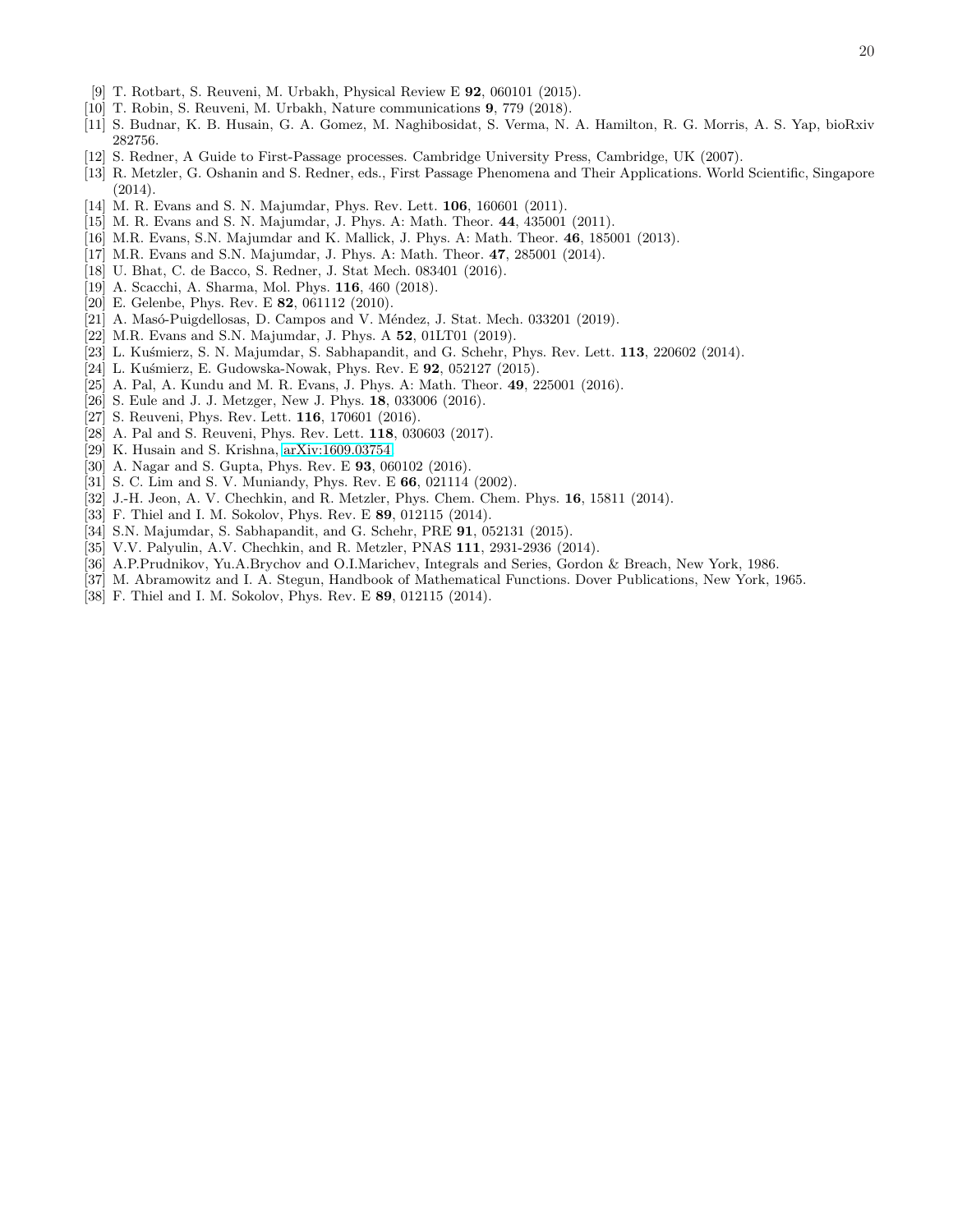[9] T. Rotbart, S. Reuveni, M. Urbakh, Physical Review E **92**, 060101 (2015).
[10] T. Robin, S. Reuveni, M. Urbakh, Nature communications **9**, 779 (2018).
[11] S. Budnar, K. B. Husain, G. A. Gomez, M. Naghibosidat, S. Verma, N. A. Hamilton, R. G. Morris, A. S. Yap, bioRxiv 282756.
[12] S. Redner, A Guide to First-Passage processes. Cambridge University Press, Cambridge, UK (2007).
[13] R. Metzler, G. Oshanin and S. Redner, eds., First Passage Phenomena and Their Applications. World Scientific, Singapore (2014).
[14] M. R. Evans and S. N. Majumdar, Phys. Rev. Lett. **106**, 160601 (2011).
[15] M. R. Evans and S. N. Majumdar, J. Phys. A: Math. Theor. **44**, 435001 (2011).
[16] M.R. Evans, S.N. Majumdar and K. Mallick, J. Phys. A: Math. Theor. **46**, 185001 (2013).
[17] M.R. Evans and S.N. Majumdar, J. Phys. A: Math. Theor. **47**, 285001 (2014).
[18] U. Bhat, C. de Bacco, S. Redner, J. Stat Mech. 083401 (2016).
[19] A. Scacchi, A. Sharma, Mol. Phys. **116**, 460 (2018).
[20] E. Gelenbe, Phys. Rev. E **82**, 061112 (2010).
[21] A. Masó-Puigdellosas, D. Campos and V. Méndez, J. Stat. Mech. 033201 (2019).
[22] M.R. Evans and S.N. Majumdar, J. Phys. A **52**, 01LT01 (2019).
[23] L. Kuśmierz, S. N. Majumdar, S. Sabhapandit, and G. Schehr, Phys. Rev. Lett. **113**, 220602 (2014).
[24] L. Kuśmierz, E. Gudowska-Nowak, Phys. Rev. E **92**, 052127 (2015).
[25] A. Pal, A. Kundu and M. R. Evans, J. Phys. A: Math. Theor. **49**, 225001 (2016).
[26] S. Eule and J. J. Metzger, New J. Phys. **18**, 033006 (2016).
[27] S. Reuveni, Phys. Rev. Lett. **116**, 170601 (2016).
[28] A. Pal and S. Reuveni, Phys. Rev. Lett. **118**, 030603 (2017).
[29] K. Husain and S. Krishna, arXiv:1609.03754
[30] A. Nagar and S. Gupta, Phys. Rev. E **93**, 060102 (2016).
[31] S. C. Lim and S. V. Muniandy, Phys. Rev. E **66**, 021114 (2002).
[32] J.-H. Jeon, A. V. Chechkin, and R. Metzler, Phys. Chem. Chem. Phys. **16**, 15811 (2014).
[33] F. Thiel and I. M. Sokolov, Phys. Rev. E **89**, 012115 (2014).
[34] S.N. Majumdar, S. Sabhapandit, and G. Schehr, PRE **91**, 052131 (2015).
[35] V.V. Palyulin, A.V. Chechkin, and R. Metzler, PNAS **111**, 2931-2936 (2014).
[36] A.P.Prudnikov, Yu.A.Brychov and O.I.Marichev, Integrals and Series, Gordon & Breach, New York, 1986.
[37] M. Abramowitz and I. A. Stegun, Handbook of Mathematical Functions. Dover Publications, New York, 1965.
[38] F. Thiel and I. M. Sokolov, Phys. Rev. E **89**, 012115 (2014).